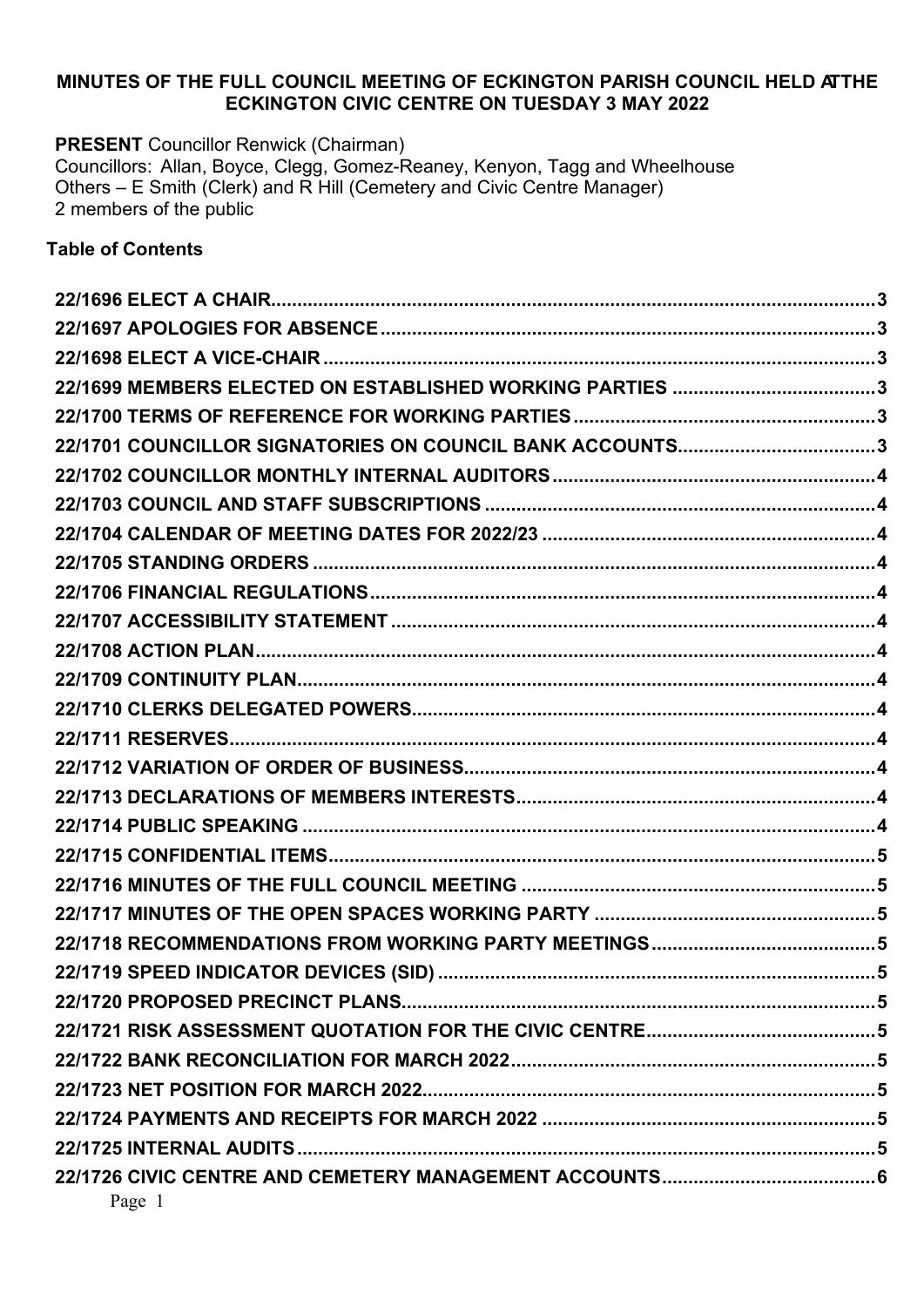**MINUTES OF THE FULL COUNCIL MEETING OF ECKINGTON PARISH COUNCIL HELD AT THE ECKINGTON CIVIC CENTRE ON TUESDAY 3 MAY 2022**

**PRESENT** Councillor Renwick (Chairman)
Councillors: Allan, Boyce, Clegg, Gomez-Reaney, Kenyon, Tagg and Wheelhouse
Others – E Smith (Clerk) and R Hill (Cemetery and Civic Centre Manager)
2 members of the public

**Table of Contents**

- **22/1696 ELECT A CHAIR** ... 3
- **22/1697 APOLOGIES FOR ABSENCE** ... 3
- **22/1698 ELECT A VICE-CHAIR** ... 3
- **22/1699 MEMBERS ELECTED ON ESTABLISHED WORKING PARTIES** ... 3
- **22/1700 TERMS OF REFERENCE FOR WORKING PARTIES** ... 3
- **22/1701 COUNCILLOR SIGNATORIES ON COUNCIL BANK ACCOUNTS** ... 3
- **22/1702 COUNCILLOR MONTHLY INTERNAL AUDITORS** ... 4
- **22/1703 COUNCIL AND STAFF SUBSCRIPTIONS** ... 4
- **22/1704 CALENDAR OF MEETING DATES FOR 2022/23** ... 4
- **22/1705 STANDING ORDERS** ... 4
- **22/1706 FINANCIAL REGULATIONS** ... 4
- **22/1707 ACCESSIBILITY STATEMENT** ... 4
- **22/1708 ACTION PLAN** ... 4
- **22/1709 CONTINUITY PLAN** ... 4
- **22/1710 CLERKS DELEGATED POWERS** ... 4
- **22/1711 RESERVES** ... 4
- **22/1712 VARIATION OF ORDER OF BUSINESS** ... 4
- **22/1713 DECLARATIONS OF MEMBERS INTERESTS** ... 4
- **22/1714 PUBLIC SPEAKING** ... 4
- **22/1715 CONFIDENTIAL ITEMS** ... 5
- **22/1716 MINUTES OF THE FULL COUNCIL MEETING** ... 5
- **22/1717 MINUTES OF THE OPEN SPACES WORKING PARTY** ... 5
- **22/1718 RECOMMENDATIONS FROM WORKING PARTY MEETINGS** ... 5
- **22/1719 SPEED INDICATOR DEVICES (SID)** ... 5
- **22/1720 PROPOSED PRECINCT PLANS** ... 5
- **22/1721 RISK ASSESSMENT QUOTATION FOR THE CIVIC CENTRE** ... 5
- **22/1722 BANK RECONCILIATION FOR MARCH 2022** ... 5
- **22/1723 NET POSITION FOR MARCH 2022** ... 5
- **22/1724 PAYMENTS AND RECEIPTS FOR MARCH 2022** ... 5
- **22/1725 INTERNAL AUDITS** ... 5
- **22/1726 CIVIC CENTRE AND CEMETERY MANAGEMENT ACCOUNTS** ... 6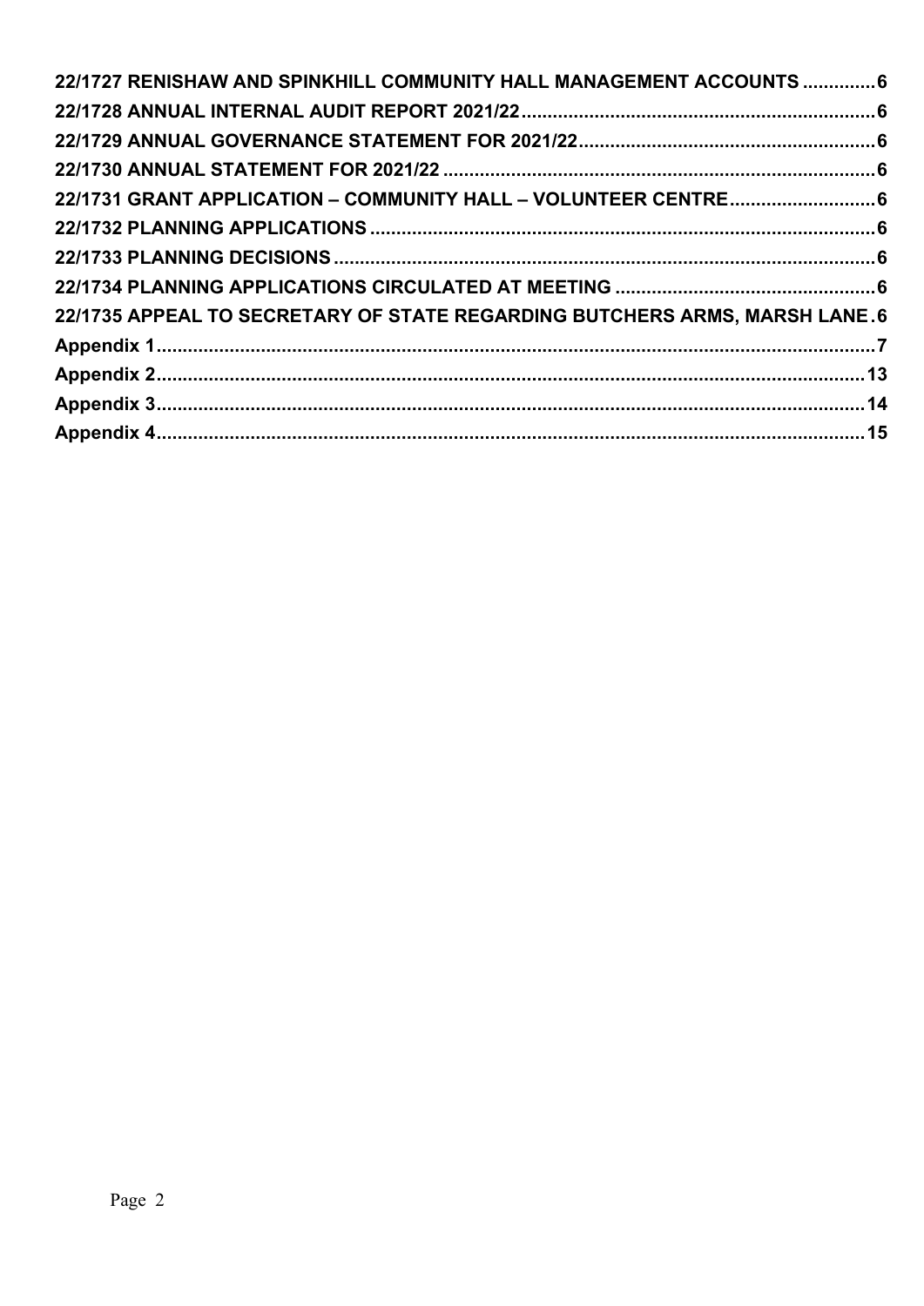**22/1727 RENISHAW AND SPINKHILL COMMUNITY HALL MANAGEMENT ACCOUNTS .............. 6**

**22/1728 ANNUAL INTERNAL AUDIT REPORT 2021/22 ........................................................ 6**

**22/1729 ANNUAL GOVERNANCE STATEMENT FOR 2021/22 ............................................ 6**

**22/1730 ANNUAL STATEMENT FOR 2021/22 .................................................................. 6**

**22/1731 GRANT APPLICATION – COMMUNITY HALL – VOLUNTEER CENTRE ............................ 6**

**22/1732 PLANNING APPLICATIONS ................................................................................. 6**

**22/1733 PLANNING DECISIONS ...................................................................................... 6**

**22/1734 PLANNING APPLICATIONS CIRCULATED AT MEETING .................................................. 6**

**22/1735 APPEAL TO SECRETARY OF STATE REGARDING BUTCHERS ARMS, MARSH LANE . 6**

**Appendix 1 ........................................................................................................................ 7**

**Appendix 2 ...................................................................................................................... 13**

**Appendix 3 ...................................................................................................................... 14**

**Appendix 4 ...................................................................................................................... 15**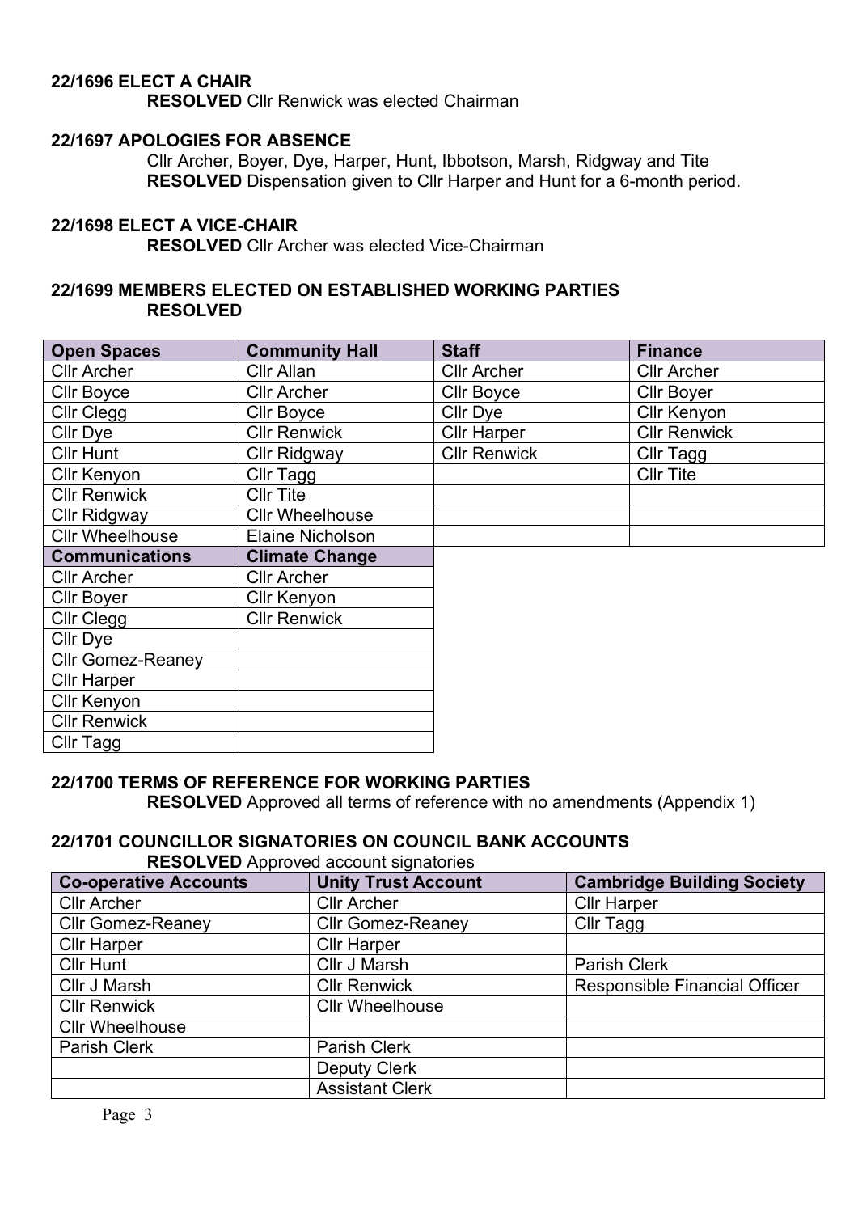**22/1696 ELECT A CHAIR**

**RESOLVED** Cllr Renwick was elected Chairman

**22/1697 APOLOGIES FOR ABSENCE**

Cllr Archer, Boyer, Dye, Harper, Hunt, Ibbotson, Marsh, Ridgway and Tite

**RESOLVED** Dispensation given to Cllr Harper and Hunt for a 6-month period.

**22/1698 ELECT A VICE-CHAIR**

**RESOLVED** Cllr Archer was elected Vice-Chairman

**22/1699 MEMBERS ELECTED ON ESTABLISHED WORKING PARTIES**

**RESOLVED**

| Open Spaces | Community Hall | Staff | Finance |
|---|---|---|---|
| Cllr Archer | Cllr Allan | Cllr Archer | Cllr Archer |
| Cllr Boyce | Cllr Archer | Cllr Boyce | Cllr Boyer |
| Cllr Clegg | Cllr Boyce | Cllr Dye | Cllr Kenyon |
| Cllr Dye | Cllr Renwick | Cllr Harper | Cllr Renwick |
| Cllr Hunt | Cllr Ridgway | Cllr Renwick | Cllr Tagg |
| Cllr Kenyon | Cllr Tagg | | Cllr Tite |
| Cllr Renwick | Cllr Tite | | |
| Cllr Ridgway | Cllr Wheelhouse | | |
| Cllr Wheelhouse | Elaine Nicholson | | |

| Communications | Climate Change |
|---|---|
| Cllr Archer | Cllr Archer |
| Cllr Boyer | Cllr Kenyon |
| Cllr Clegg | Cllr Renwick |
| Cllr Dye | |
| Cllr Gomez-Reaney | |
| Cllr Harper | |
| Cllr Kenyon | |
| Cllr Renwick | |
| Cllr Tagg | |

**22/1700 TERMS OF REFERENCE FOR WORKING PARTIES**

**RESOLVED** Approved all terms of reference with no amendments (Appendix 1)

**22/1701 COUNCILLOR SIGNATORIES ON COUNCIL BANK ACCOUNTS**

**RESOLVED** Approved account signatories

| Co-operative Accounts | Unity Trust Account | Cambridge Building Society |
|---|---|---|
| Cllr Archer | Cllr Archer | Cllr Harper |
| Cllr Gomez-Reaney | Cllr Gomez-Reaney | Cllr Tagg |
| Cllr Harper | Cllr Harper | |
| Cllr Hunt | Cllr J Marsh | Parish Clerk |
| Cllr J Marsh | Cllr Renwick | Responsible Financial Officer |
| Cllr Renwick | Cllr Wheelhouse | |
| Cllr Wheelhouse | | |
| Parish Clerk | Parish Clerk | |
| | Deputy Clerk | |
| | Assistant Clerk | |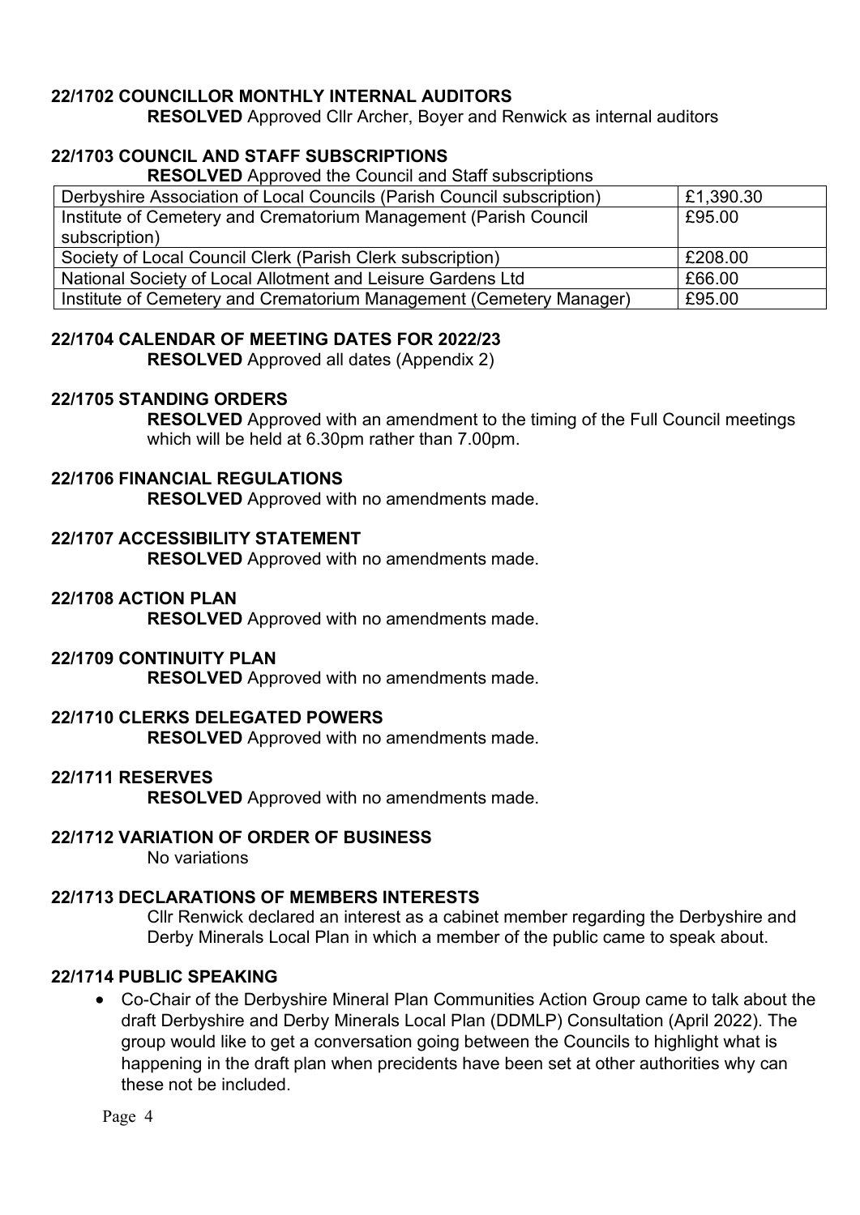### 22/1702 COUNCILLOR MONTHLY INTERNAL AUDITORS

**RESOLVED** Approved Cllr Archer, Boyer and Renwick as internal auditors

### 22/1703 COUNCIL AND STAFF SUBSCRIPTIONS

**RESOLVED** Approved the Council and Staff subscriptions

| | |
|---|---|
| Derbyshire Association of Local Councils (Parish Council subscription) | £1,390.30 |
| Institute of Cemetery and Crematorium Management (Parish Council subscription) | £95.00 |
| Society of Local Council Clerk (Parish Clerk subscription) | £208.00 |
| National Society of Local Allotment and Leisure Gardens Ltd | £66.00 |
| Institute of Cemetery and Crematorium Management (Cemetery Manager) | £95.00 |

### 22/1704 CALENDAR OF MEETING DATES FOR 2022/23

**RESOLVED** Approved all dates (Appendix 2)

### 22/1705 STANDING ORDERS

**RESOLVED** Approved with an amendment to the timing of the Full Council meetings which will be held at 6.30pm rather than 7.00pm.

### 22/1706 FINANCIAL REGULATIONS

**RESOLVED** Approved with no amendments made.

### 22/1707 ACCESSIBILITY STATEMENT

**RESOLVED** Approved with no amendments made.

### 22/1708 ACTION PLAN

**RESOLVED** Approved with no amendments made.

### 22/1709 CONTINUITY PLAN

**RESOLVED** Approved with no amendments made.

### 22/1710 CLERKS DELEGATED POWERS

**RESOLVED** Approved with no amendments made.

### 22/1711 RESERVES

**RESOLVED** Approved with no amendments made.

### 22/1712 VARIATION OF ORDER OF BUSINESS

No variations

### 22/1713 DECLARATIONS OF MEMBERS INTERESTS

Cllr Renwick declared an interest as a cabinet member regarding the Derbyshire and Derby Minerals Local Plan in which a member of the public came to speak about.

### 22/1714 PUBLIC SPEAKING

- Co-Chair of the Derbyshire Mineral Plan Communities Action Group came to talk about the draft Derbyshire and Derby Minerals Local Plan (DDMLP) Consultation (April 2022). The group would like to get a conversation going between the Councils to highlight what is happening in the draft plan when precidents have been set at other authorities why can these not be included.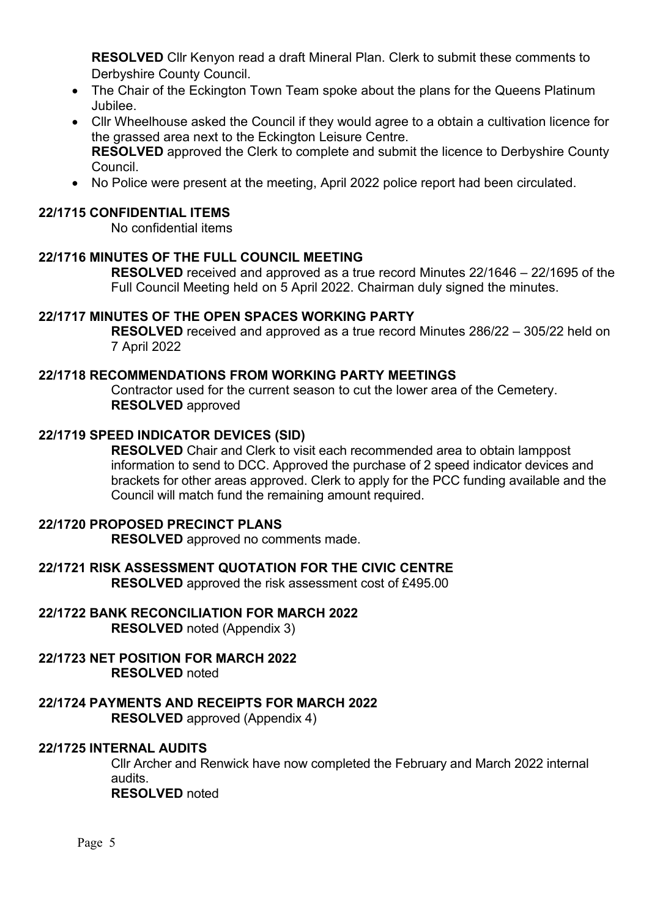**RESOLVED** Cllr Kenyon read a draft Mineral Plan. Clerk to submit these comments to Derbyshire County Council.

- The Chair of the Eckington Town Team spoke about the plans for the Queens Platinum Jubilee.
- Cllr Wheelhouse asked the Council if they would agree to a obtain a cultivation licence for the grassed area next to the Eckington Leisure Centre.
  **RESOLVED** approved the Clerk to complete and submit the licence to Derbyshire County Council.
- No Police were present at the meeting, April 2022 police report had been circulated.

### 22/1715 CONFIDENTIAL ITEMS

No confidential items

### 22/1716 MINUTES OF THE FULL COUNCIL MEETING

**RESOLVED** received and approved as a true record Minutes 22/1646 – 22/1695 of the Full Council Meeting held on 5 April 2022. Chairman duly signed the minutes.

### 22/1717 MINUTES OF THE OPEN SPACES WORKING PARTY

**RESOLVED** received and approved as a true record Minutes 286/22 – 305/22 held on 7 April 2022

### 22/1718 RECOMMENDATIONS FROM WORKING PARTY MEETINGS

Contractor used for the current season to cut the lower area of the Cemetery.
**RESOLVED** approved

### 22/1719 SPEED INDICATOR DEVICES (SID)

**RESOLVED** Chair and Clerk to visit each recommended area to obtain lamppost information to send to DCC. Approved the purchase of 2 speed indicator devices and brackets for other areas approved. Clerk to apply for the PCC funding available and the Council will match fund the remaining amount required.

### 22/1720 PROPOSED PRECINCT PLANS

**RESOLVED** approved no comments made.

### 22/1721 RISK ASSESSMENT QUOTATION FOR THE CIVIC CENTRE

**RESOLVED** approved the risk assessment cost of £495.00

### 22/1722 BANK RECONCILIATION FOR MARCH 2022

**RESOLVED** noted (Appendix 3)

### 22/1723 NET POSITION FOR MARCH 2022

**RESOLVED** noted

### 22/1724 PAYMENTS AND RECEIPTS FOR MARCH 2022

**RESOLVED** approved (Appendix 4)

### 22/1725 INTERNAL AUDITS

Cllr Archer and Renwick have now completed the February and March 2022 internal audits.
**RESOLVED** noted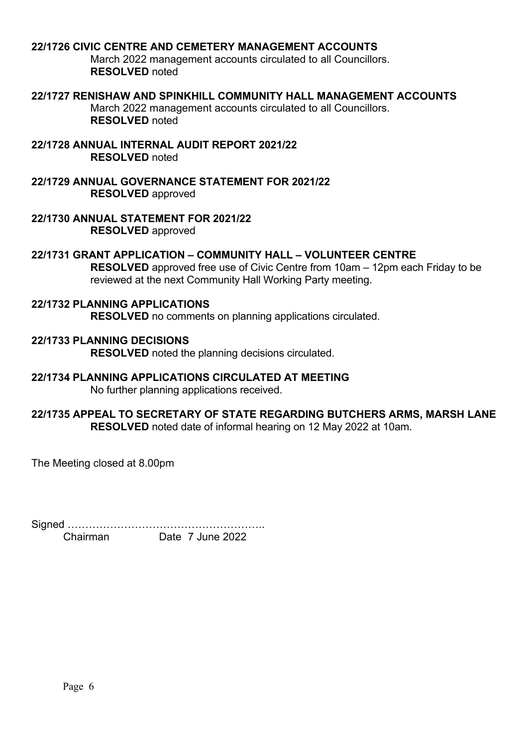**22/1726 CIVIC CENTRE AND CEMETERY MANAGEMENT ACCOUNTS**

March 2022 management accounts circulated to all Councillors.
**RESOLVED** noted

**22/1727 RENISHAW AND SPINKHILL COMMUNITY HALL MANAGEMENT ACCOUNTS**

March 2022 management accounts circulated to all Councillors.
**RESOLVED** noted

**22/1728 ANNUAL INTERNAL AUDIT REPORT 2021/22**

**RESOLVED** noted

**22/1729 ANNUAL GOVERNANCE STATEMENT FOR 2021/22**

**RESOLVED** approved

**22/1730 ANNUAL STATEMENT FOR 2021/22**

**RESOLVED** approved

**22/1731 GRANT APPLICATION – COMMUNITY HALL – VOLUNTEER CENTRE**

**RESOLVED** approved free use of Civic Centre from 10am – 12pm each Friday to be reviewed at the next Community Hall Working Party meeting.

**22/1732 PLANNING APPLICATIONS**

**RESOLVED** no comments on planning applications circulated.

**22/1733 PLANNING DECISIONS**

**RESOLVED** noted the planning decisions circulated.

**22/1734 PLANNING APPLICATIONS CIRCULATED AT MEETING**

No further planning applications received.

**22/1735 APPEAL TO SECRETARY OF STATE REGARDING BUTCHERS ARMS, MARSH LANE**

**RESOLVED** noted date of informal hearing on 12 May 2022 at 10am.

The Meeting closed at 8.00pm

Signed ……………………………………………….

Chairman Date 7 June 2022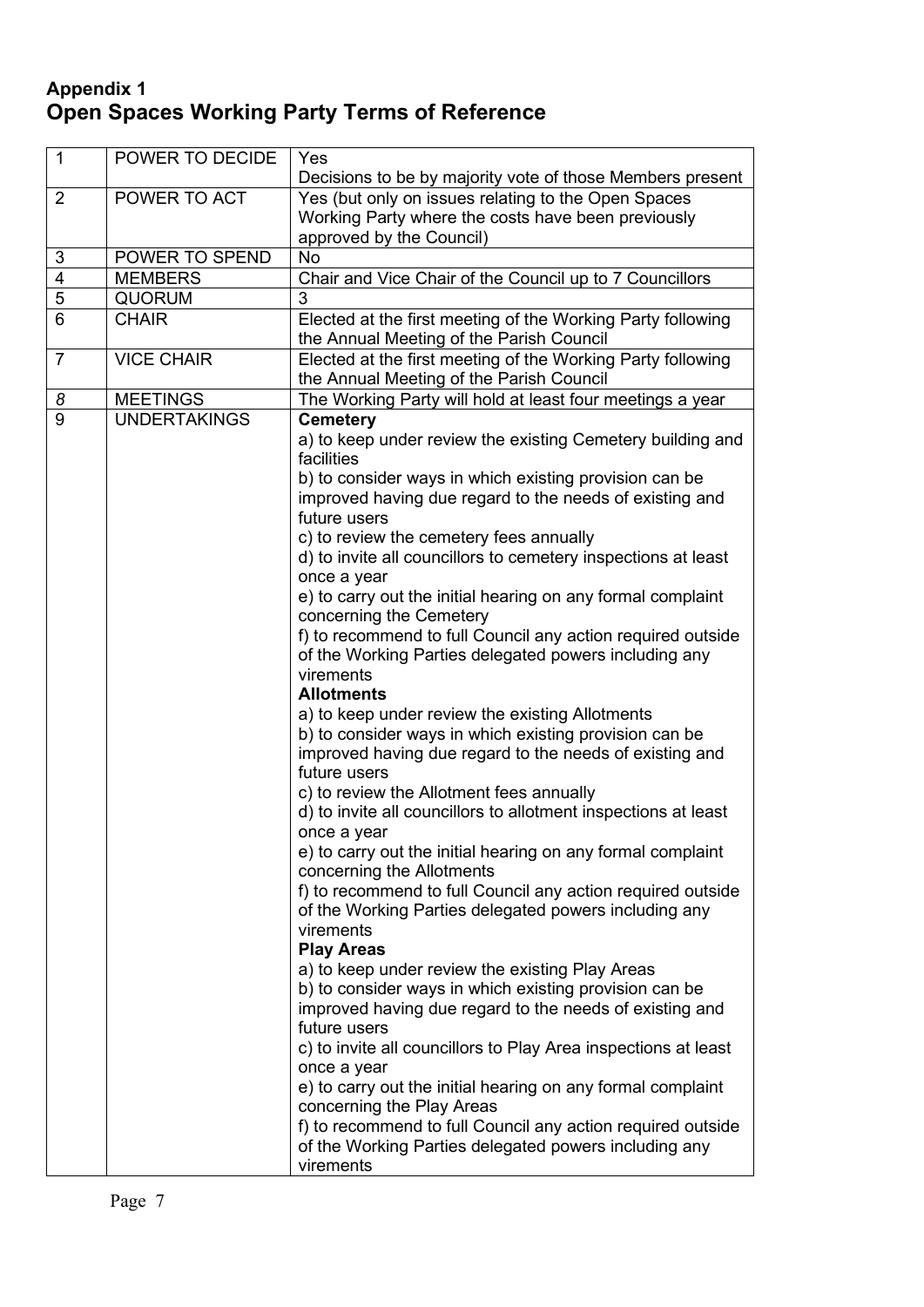## Appendix 1

# Open Spaces Working Party Terms of Reference

| | | |
|---|---|---|
| 1 | POWER TO DECIDE | Yes<br>Decisions to be by majority vote of those Members present |
| 2 | POWER TO ACT | Yes (but only on issues relating to the Open Spaces Working Party where the costs have been previously approved by the Council) |
| 3 | POWER TO SPEND | No |
| 4 | MEMBERS | Chair and Vice Chair of the Council up to 7 Councillors |
| 5 | QUORUM | 3 |
| 6 | CHAIR | Elected at the first meeting of the Working Party following the Annual Meeting of the Parish Council |
| 7 | VICE CHAIR | Elected at the first meeting of the Working Party following the Annual Meeting of the Parish Council |
| *8* | MEETINGS | The Working Party will hold at least four meetings a year |
| 9 | UNDERTAKINGS | **Cemetery**<br>a) to keep under review the existing Cemetery building and facilities<br>b) to consider ways in which existing provision can be improved having due regard to the needs of existing and future users<br>c) to review the cemetery fees annually<br>d) to invite all councillors to cemetery inspections at least once a year<br>e) to carry out the initial hearing on any formal complaint concerning the Cemetery<br>f) to recommend to full Council any action required outside of the Working Parties delegated powers including any virements<br>**Allotments**<br>a) to keep under review the existing Allotments<br>b) to consider ways in which existing provision can be improved having due regard to the needs of existing and future users<br>c) to review the Allotment fees annually<br>d) to invite all councillors to allotment inspections at least once a year<br>e) to carry out the initial hearing on any formal complaint concerning the Allotments<br>f) to recommend to full Council any action required outside of the Working Parties delegated powers including any virements<br>**Play Areas**<br>a) to keep under review the existing Play Areas<br>b) to consider ways in which existing provision can be improved having due regard to the needs of existing and future users<br>c) to invite all councillors to Play Area inspections at least once a year<br>e) to carry out the initial hearing on any formal complaint concerning the Play Areas<br>f) to recommend to full Council any action required outside of the Working Parties delegated powers including any virements |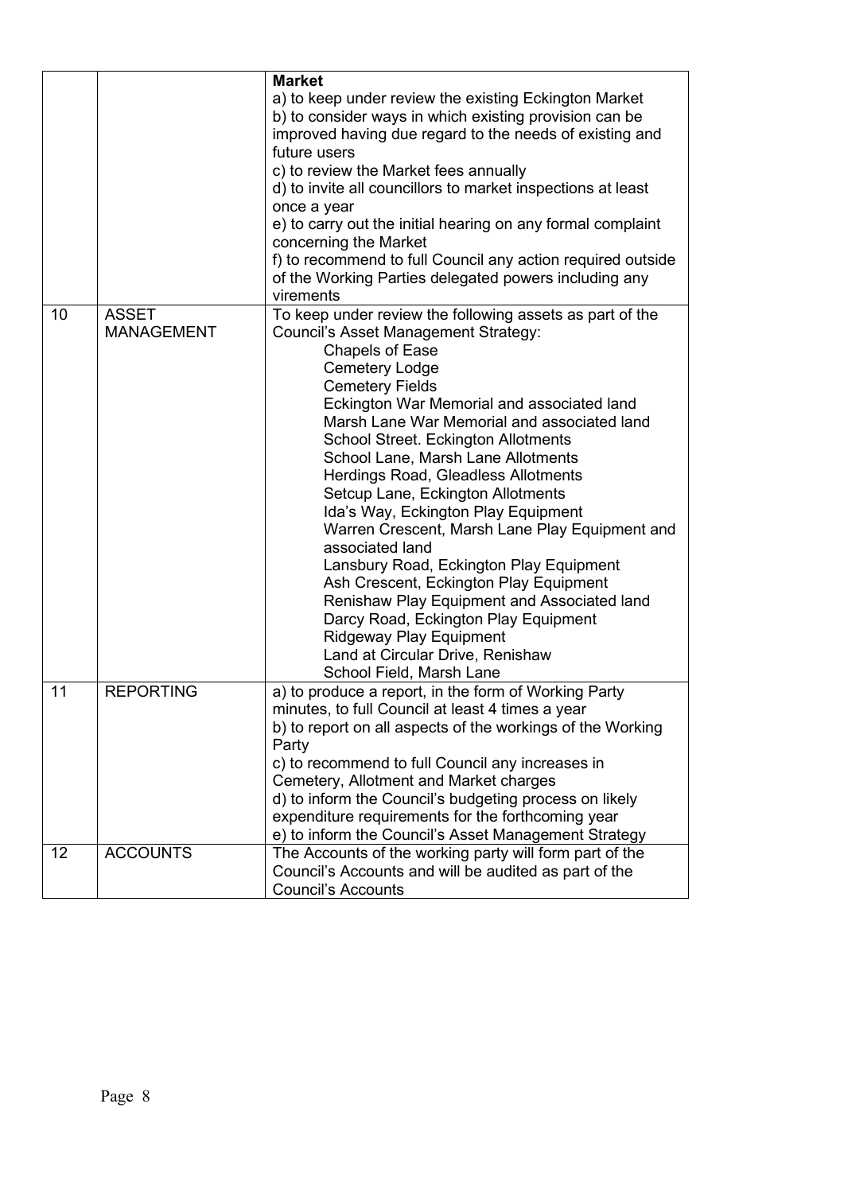| | | |
|---|---|---|
| | | **Market**<br>a) to keep under review the existing Eckington Market<br>b) to consider ways in which existing provision can be improved having due regard to the needs of existing and future users<br>c) to review the Market fees annually<br>d) to invite all councillors to market inspections at least once a year<br>e) to carry out the initial hearing on any formal complaint concerning the Market<br>f) to recommend to full Council any action required outside of the Working Parties delegated powers including any virements |
| 10 | ASSET MANAGEMENT | To keep under review the following assets as part of the Council's Asset Management Strategy:<br>Chapels of Ease<br>Cemetery Lodge<br>Cemetery Fields<br>Eckington War Memorial and associated land<br>Marsh Lane War Memorial and associated land<br>School Street. Eckington Allotments<br>School Lane, Marsh Lane Allotments<br>Herdings Road, Gleadless Allotments<br>Setcup Lane, Eckington Allotments<br>Ida's Way, Eckington Play Equipment<br>Warren Crescent, Marsh Lane Play Equipment and associated land<br>Lansbury Road, Eckington Play Equipment<br>Ash Crescent, Eckington Play Equipment<br>Renishaw Play Equipment and Associated land<br>Darcy Road, Eckington Play Equipment<br>Ridgeway Play Equipment<br>Land at Circular Drive, Renishaw<br>School Field, Marsh Lane |
| 11 | REPORTING | a) to produce a report, in the form of Working Party minutes, to full Council at least 4 times a year<br>b) to report on all aspects of the workings of the Working Party<br>c) to recommend to full Council any increases in Cemetery, Allotment and Market charges<br>d) to inform the Council's budgeting process on likely expenditure requirements for the forthcoming year<br>e) to inform the Council's Asset Management Strategy |
| 12 | ACCOUNTS | The Accounts of the working party will form part of the Council's Accounts and will be audited as part of the Council's Accounts |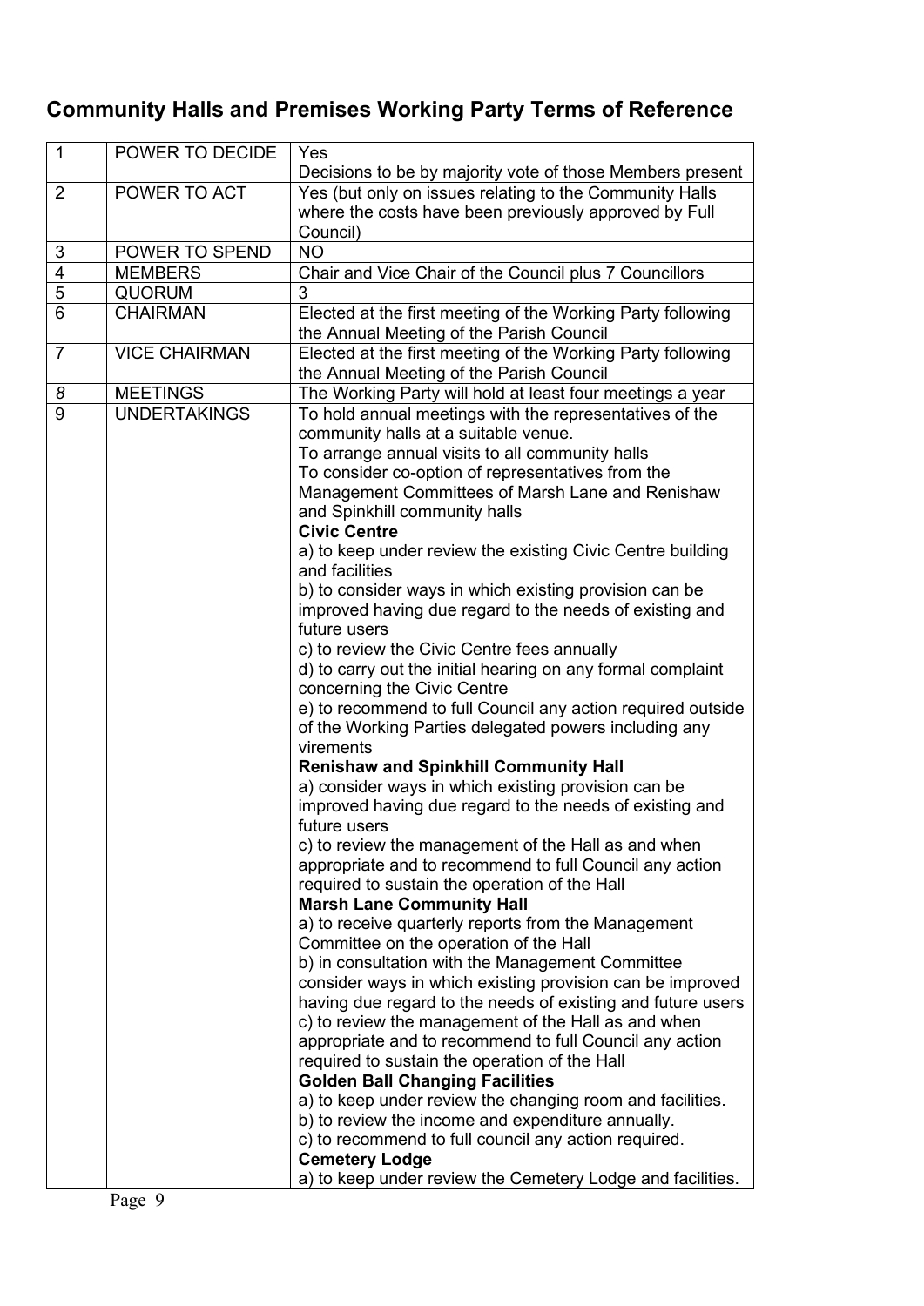## Community Halls and Premises Working Party Terms of Reference

| | | |
|---|---|---|
| 1 | POWER TO DECIDE | Yes<br>Decisions to be by majority vote of those Members present |
| 2 | POWER TO ACT | Yes (but only on issues relating to the Community Halls where the costs have been previously approved by Full Council) |
| 3 | POWER TO SPEND | NO |
| 4 | MEMBERS | Chair and Vice Chair of the Council plus 7 Councillors |
| 5 | QUORUM | 3 |
| 6 | CHAIRMAN | Elected at the first meeting of the Working Party following the Annual Meeting of the Parish Council |
| 7 | VICE CHAIRMAN | Elected at the first meeting of the Working Party following the Annual Meeting of the Parish Council |
| *8* | MEETINGS | The Working Party will hold at least four meetings a year |
| 9 | UNDERTAKINGS | To hold annual meetings with the representatives of the community halls at a suitable venue.<br>To arrange annual visits to all community halls<br>To consider co-option of representatives from the Management Committees of Marsh Lane and Renishaw and Spinkhill community halls<br>**Civic Centre**<br>a) to keep under review the existing Civic Centre building and facilities<br>b) to consider ways in which existing provision can be improved having due regard to the needs of existing and future users<br>c) to review the Civic Centre fees annually<br>d) to carry out the initial hearing on any formal complaint concerning the Civic Centre<br>e) to recommend to full Council any action required outside of the Working Parties delegated powers including any virements<br>**Renishaw and Spinkhill Community Hall**<br>a) consider ways in which existing provision can be improved having due regard to the needs of existing and future users<br>c) to review the management of the Hall as and when appropriate and to recommend to full Council any action required to sustain the operation of the Hall<br>**Marsh Lane Community Hall**<br>a) to receive quarterly reports from the Management Committee on the operation of the Hall<br>b) in consultation with the Management Committee consider ways in which existing provision can be improved having due regard to the needs of existing and future users<br>c) to review the management of the Hall as and when appropriate and to recommend to full Council any action required to sustain the operation of the Hall<br>**Golden Ball Changing Facilities**<br>a) to keep under review the changing room and facilities.<br>b) to review the income and expenditure annually.<br>c) to recommend to full council any action required.<br>**Cemetery Lodge**<br>a) to keep under review the Cemetery Lodge and facilities. |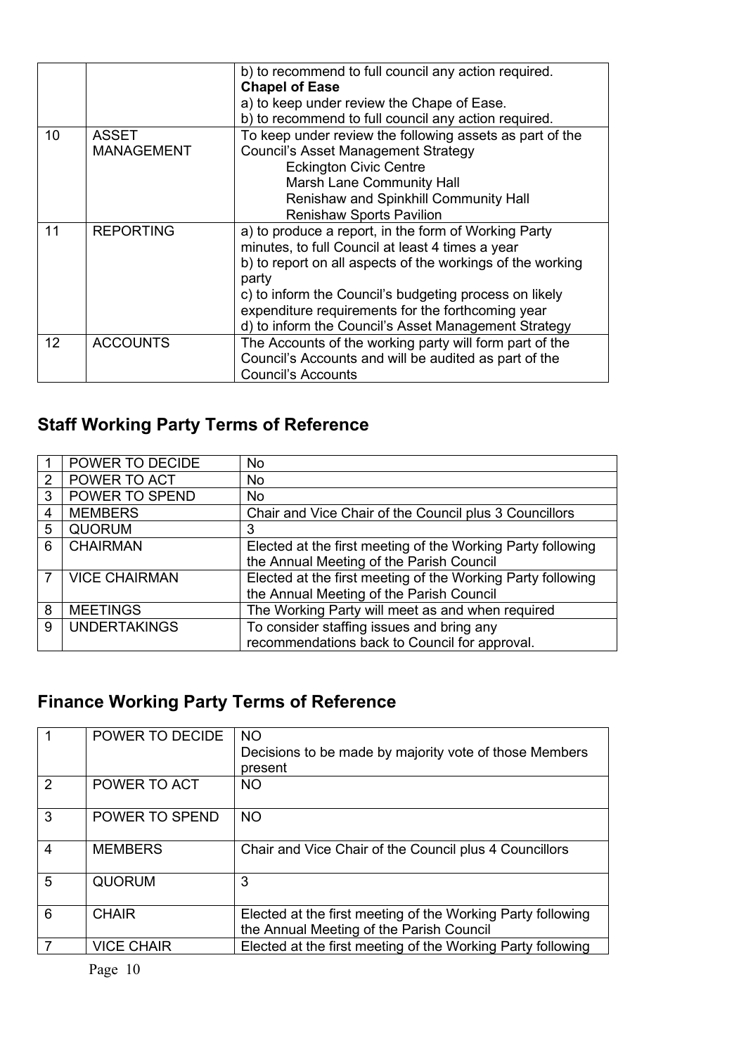| | | |
|---|---|---|
| | | b) to recommend to full council any action required.<br>**Chapel of Ease**<br>a) to keep under review the Chape of Ease.<br>b) to recommend to full council any action required. |
| 10 | ASSET MANAGEMENT | To keep under review the following assets as part of the Council's Asset Management Strategy<br>Eckington Civic Centre<br>Marsh Lane Community Hall<br>Renishaw and Spinkhill Community Hall<br>Renishaw Sports Pavilion |
| 11 | REPORTING | a) to produce a report, in the form of Working Party minutes, to full Council at least 4 times a year<br>b) to report on all aspects of the workings of the working party<br>c) to inform the Council's budgeting process on likely expenditure requirements for the forthcoming year<br>d) to inform the Council's Asset Management Strategy |
| 12 | ACCOUNTS | The Accounts of the working party will form part of the Council's Accounts and will be audited as part of the Council's Accounts |

## Staff Working Party Terms of Reference

| | | |
|---|---|---|
| 1 | POWER TO DECIDE | No |
| 2 | POWER TO ACT | No |
| 3 | POWER TO SPEND | No |
| 4 | MEMBERS | Chair and Vice Chair of the Council plus 3 Councillors |
| 5 | QUORUM | 3 |
| 6 | CHAIRMAN | Elected at the first meeting of the Working Party following the Annual Meeting of the Parish Council |
| 7 | VICE CHAIRMAN | Elected at the first meeting of the Working Party following the Annual Meeting of the Parish Council |
| 8 | MEETINGS | The Working Party will meet as and when required |
| 9 | UNDERTAKINGS | To consider staffing issues and bring any recommendations back to Council for approval. |

## Finance Working Party Terms of Reference

| | | |
|---|---|---|
| 1 | POWER TO DECIDE | NO<br>Decisions to be made by majority vote of those Members present |
| 2 | POWER TO ACT | NO |
| 3 | POWER TO SPEND | NO |
| 4 | MEMBERS | Chair and Vice Chair of the Council plus 4 Councillors |
| 5 | QUORUM | 3 |
| 6 | CHAIR | Elected at the first meeting of the Working Party following the Annual Meeting of the Parish Council |
| 7 | VICE CHAIR | Elected at the first meeting of the Working Party following |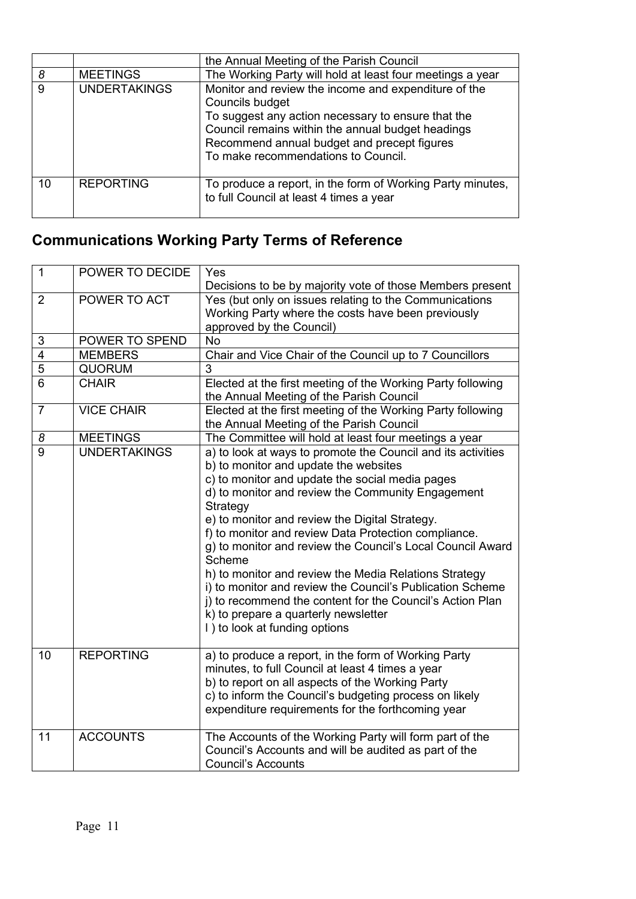| | | |
|---|---|---|
| | | the Annual Meeting of the Parish Council |
| *8* | MEETINGS | The Working Party will hold at least four meetings a year |
| 9 | UNDERTAKINGS | Monitor and review the income and expenditure of the Councils budget<br>To suggest any action necessary to ensure that the Council remains within the annual budget headings<br>Recommend annual budget and precept figures<br>To make recommendations to Council. |
| 10 | REPORTING | To produce a report, in the form of Working Party minutes, to full Council at least 4 times a year |

## Communications Working Party Terms of Reference

| | | |
|---|---|---|
| 1 | POWER TO DECIDE | Yes<br>Decisions to be by majority vote of those Members present |
| 2 | POWER TO ACT | Yes (but only on issues relating to the Communications Working Party where the costs have been previously approved by the Council) |
| 3 | POWER TO SPEND | No |
| 4 | MEMBERS | Chair and Vice Chair of the Council up to 7 Councillors |
| 5 | QUORUM | 3 |
| 6 | CHAIR | Elected at the first meeting of the Working Party following the Annual Meeting of the Parish Council |
| 7 | VICE CHAIR | Elected at the first meeting of the Working Party following the Annual Meeting of the Parish Council |
| *8* | MEETINGS | The Committee will hold at least four meetings a year |
| 9 | UNDERTAKINGS | a) to look at ways to promote the Council and its activities<br>b) to monitor and update the websites<br>c) to monitor and update the social media pages<br>d) to monitor and review the Community Engagement Strategy<br>e) to monitor and review the Digital Strategy.<br>f) to monitor and review Data Protection compliance.<br>g) to monitor and review the Council's Local Council Award Scheme<br>h) to monitor and review the Media Relations Strategy<br>i) to monitor and review the Council's Publication Scheme<br>j) to recommend the content for the Council's Action Plan<br>k) to prepare a quarterly newsletter<br>l ) to look at funding options |
| 10 | REPORTING | a) to produce a report, in the form of Working Party minutes, to full Council at least 4 times a year<br>b) to report on all aspects of the Working Party<br>c) to inform the Council's budgeting process on likely expenditure requirements for the forthcoming year |
| 11 | ACCOUNTS | The Accounts of the Working Party will form part of the Council's Accounts and will be audited as part of the Council's Accounts |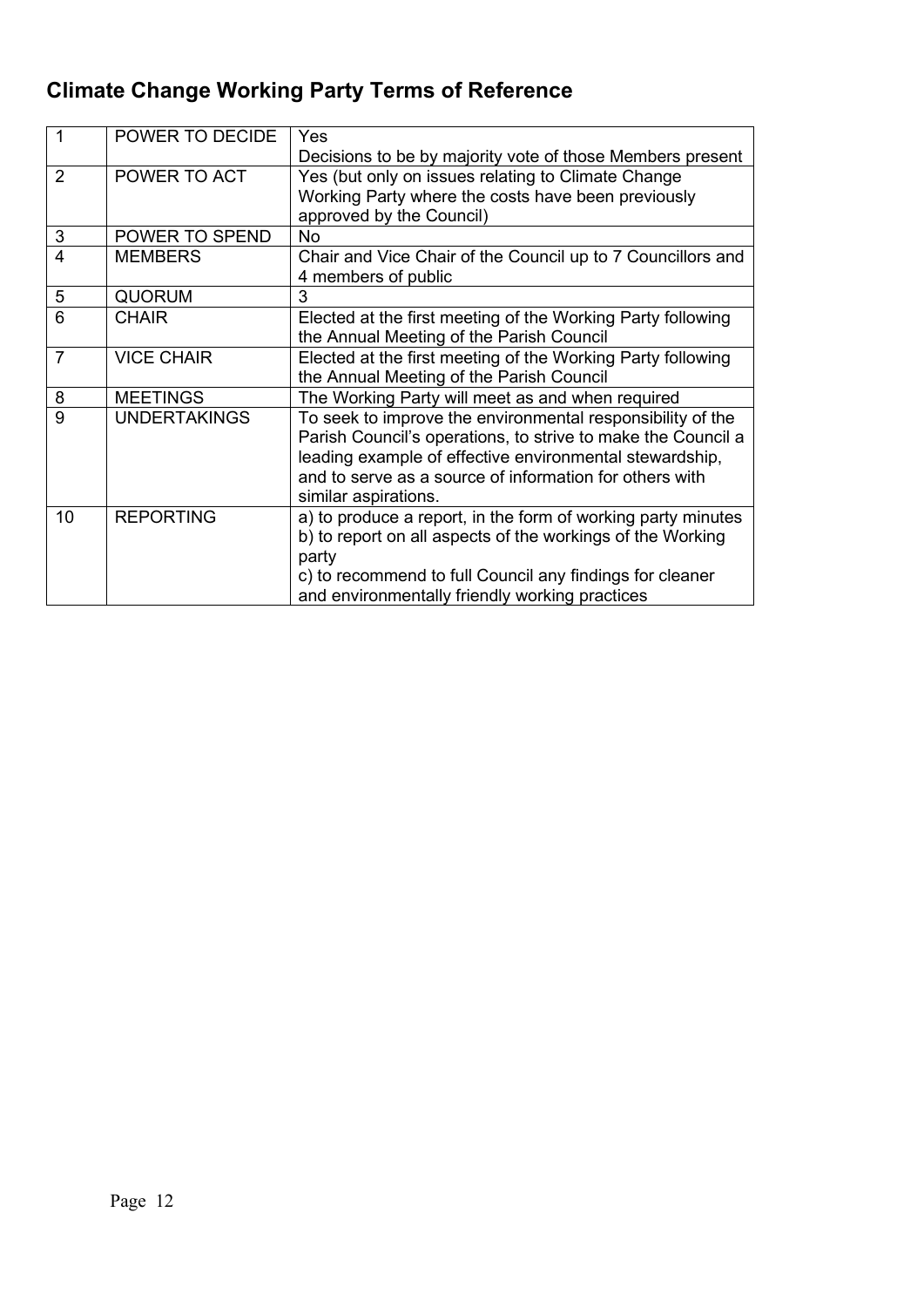## Climate Change Working Party Terms of Reference

| | | |
|---|---|---|
| 1 | POWER TO DECIDE | Yes<br>Decisions to be by majority vote of those Members present |
| 2 | POWER TO ACT | Yes (but only on issues relating to Climate Change Working Party where the costs have been previously approved by the Council) |
| 3 | POWER TO SPEND | No |
| 4 | MEMBERS | Chair and Vice Chair of the Council up to 7 Councillors and 4 members of public |
| 5 | QUORUM | 3 |
| 6 | CHAIR | Elected at the first meeting of the Working Party following the Annual Meeting of the Parish Council |
| 7 | VICE CHAIR | Elected at the first meeting of the Working Party following the Annual Meeting of the Parish Council |
| 8 | MEETINGS | The Working Party will meet as and when required |
| 9 | UNDERTAKINGS | To seek to improve the environmental responsibility of the Parish Council's operations, to strive to make the Council a leading example of effective environmental stewardship, and to serve as a source of information for others with similar aspirations. |
| 10 | REPORTING | a) to produce a report, in the form of working party minutes<br>b) to report on all aspects of the workings of the Working party<br>c) to recommend to full Council any findings for cleaner and environmentally friendly working practices |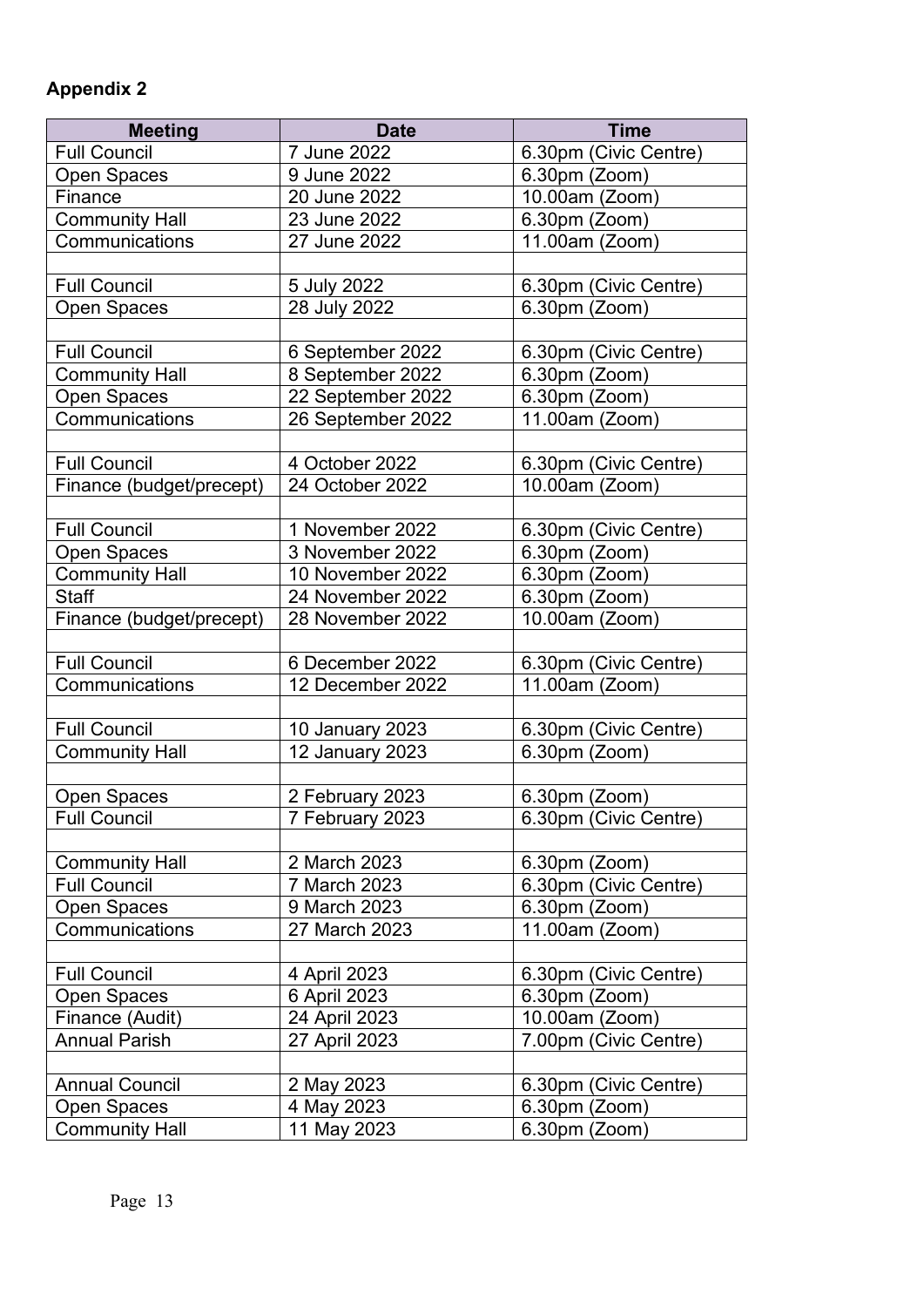**Appendix 2**

| Meeting | Date | Time |
|---|---|---|
| Full Council | 7 June 2022 | 6.30pm (Civic Centre) |
| Open Spaces | 9 June 2022 | 6.30pm (Zoom) |
| Finance | 20 June 2022 | 10.00am (Zoom) |
| Community Hall | 23 June 2022 | 6.30pm (Zoom) |
| Communications | 27 June 2022 | 11.00am (Zoom) |
| | | |
| Full Council | 5 July 2022 | 6.30pm (Civic Centre) |
| Open Spaces | 28 July 2022 | 6.30pm (Zoom) |
| | | |
| Full Council | 6 September 2022 | 6.30pm (Civic Centre) |
| Community Hall | 8 September 2022 | 6.30pm (Zoom) |
| Open Spaces | 22 September 2022 | 6.30pm (Zoom) |
| Communications | 26 September 2022 | 11.00am (Zoom) |
| | | |
| Full Council | 4 October 2022 | 6.30pm (Civic Centre) |
| Finance (budget/precept) | 24 October 2022 | 10.00am (Zoom) |
| | | |
| Full Council | 1 November 2022 | 6.30pm (Civic Centre) |
| Open Spaces | 3 November 2022 | 6.30pm (Zoom) |
| Community Hall | 10 November 2022 | 6.30pm (Zoom) |
| Staff | 24 November 2022 | 6.30pm (Zoom) |
| Finance (budget/precept) | 28 November 2022 | 10.00am (Zoom) |
| | | |
| Full Council | 6 December 2022 | 6.30pm (Civic Centre) |
| Communications | 12 December 2022 | 11.00am (Zoom) |
| | | |
| Full Council | 10 January 2023 | 6.30pm (Civic Centre) |
| Community Hall | 12 January 2023 | 6.30pm (Zoom) |
| | | |
| Open Spaces | 2 February 2023 | 6.30pm (Zoom) |
| Full Council | 7 February 2023 | 6.30pm (Civic Centre) |
| | | |
| Community Hall | 2 March 2023 | 6.30pm (Zoom) |
| Full Council | 7 March 2023 | 6.30pm (Civic Centre) |
| Open Spaces | 9 March 2023 | 6.30pm (Zoom) |
| Communications | 27 March 2023 | 11.00am (Zoom) |
| | | |
| Full Council | 4 April 2023 | 6.30pm (Civic Centre) |
| Open Spaces | 6 April 2023 | 6.30pm (Zoom) |
| Finance (Audit) | 24 April 2023 | 10.00am (Zoom) |
| Annual Parish | 27 April 2023 | 7.00pm (Civic Centre) |
| | | |
| Annual Council | 2 May 2023 | 6.30pm (Civic Centre) |
| Open Spaces | 4 May 2023 | 6.30pm (Zoom) |
| Community Hall | 11 May 2023 | 6.30pm (Zoom) |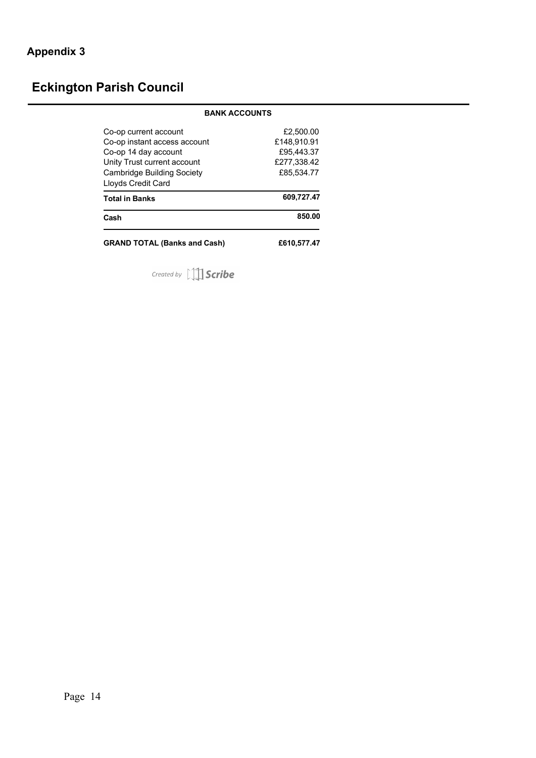## Appendix 3

# Eckington Parish Council

| BANK ACCOUNTS | |
|---|---|
| Co-op current account | £2,500.00 |
| Co-op instant access account | £148,910.91 |
| Co-op 14 day account | £95,443.37 |
| Unity Trust current account | £277,338.42 |
| Cambridge Building Society | £85,534.77 |
| Lloyds Credit Card | |
| **Total in Banks** | **609,727.47** |
| **Cash** | **850.00** |
| **GRAND TOTAL (Banks and Cash)** | **£610,577.47** |

*Created by* Scribe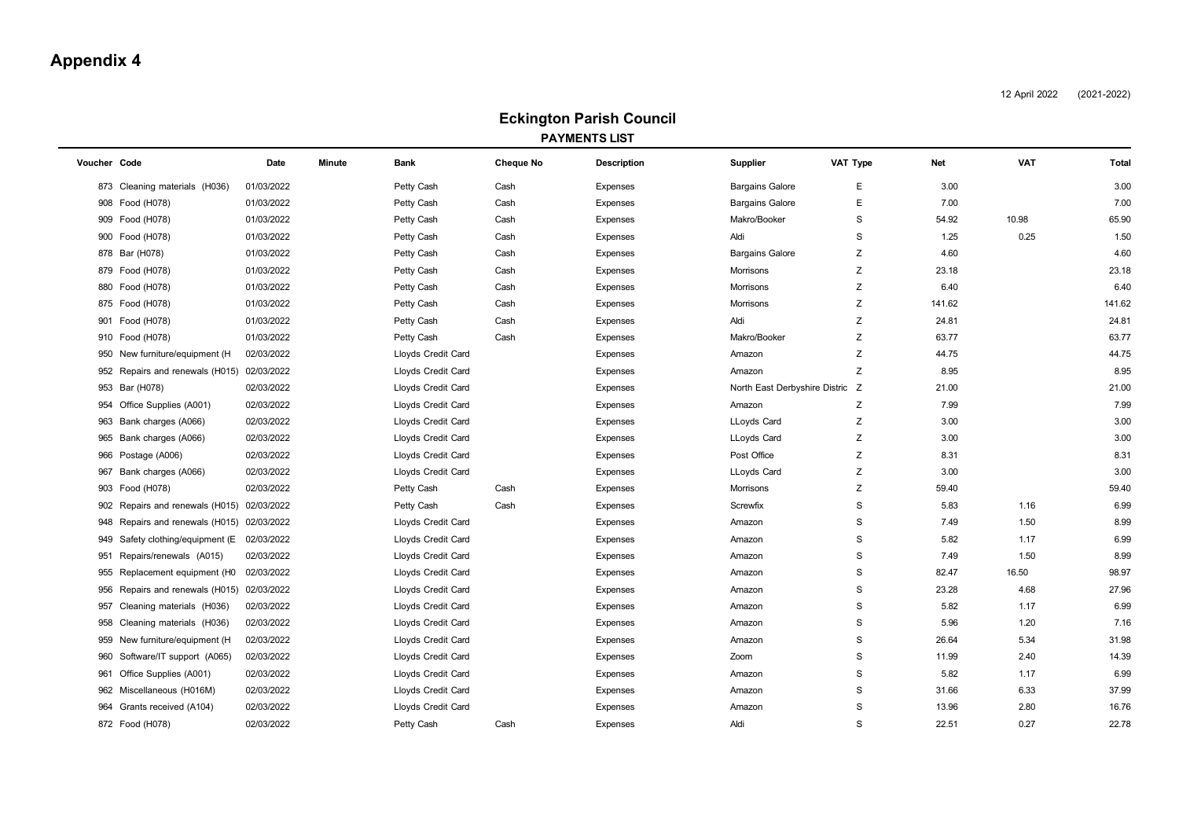# Appendix 4

12 April 2022 (2021-2022)

## Eckington Parish Council

### PAYMENTS LIST

| Voucher | Code | Date | Minute | Bank | Cheque No | Description | Supplier | VAT Type | Net | VAT | Total |
|---|---|---|---|---|---|---|---|---|---|---|---|
| 873 | Cleaning materials (H036) | 01/03/2022 | | Petty Cash | Cash | Expenses | Bargains Galore | E | 3.00 | | 3.00 |
| 908 | Food (H078) | 01/03/2022 | | Petty Cash | Cash | Expenses | Bargains Galore | E | 7.00 | | 7.00 |
| 909 | Food (H078) | 01/03/2022 | | Petty Cash | Cash | Expenses | Makro/Booker | S | 54.92 | 10.98 | 65.90 |
| 900 | Food (H078) | 01/03/2022 | | Petty Cash | Cash | Expenses | Aldi | S | 1.25 | 0.25 | 1.50 |
| 878 | Bar (H078) | 01/03/2022 | | Petty Cash | Cash | Expenses | Bargains Galore | Z | 4.60 | | 4.60 |
| 879 | Food (H078) | 01/03/2022 | | Petty Cash | Cash | Expenses | Morrisons | Z | 23.18 | | 23.18 |
| 880 | Food (H078) | 01/03/2022 | | Petty Cash | Cash | Expenses | Morrisons | Z | 6.40 | | 6.40 |
| 875 | Food (H078) | 01/03/2022 | | Petty Cash | Cash | Expenses | Morrisons | Z | 141.62 | | 141.62 |
| 901 | Food (H078) | 01/03/2022 | | Petty Cash | Cash | Expenses | Aldi | Z | 24.81 | | 24.81 |
| 910 | Food (H078) | 01/03/2022 | | Petty Cash | Cash | Expenses | Makro/Booker | Z | 63.77 | | 63.77 |
| 950 | New furniture/equipment (H | 02/03/2022 | | Lloyds Credit Card | | Expenses | Amazon | Z | 44.75 | | 44.75 |
| 952 | Repairs and renewals (H015) | 02/03/2022 | | Lloyds Credit Card | | Expenses | Amazon | Z | 8.95 | | 8.95 |
| 953 | Bar (H078) | 02/03/2022 | | Lloyds Credit Card | | Expenses | North East Derbyshire Distric | Z | 21.00 | | 21.00 |
| 954 | Office Supplies (A001) | 02/03/2022 | | Lloyds Credit Card | | Expenses | Amazon | Z | 7.99 | | 7.99 |
| 963 | Bank charges (A066) | 02/03/2022 | | Lloyds Credit Card | | Expenses | LLoyds Card | Z | 3.00 | | 3.00 |
| 965 | Bank charges (A066) | 02/03/2022 | | Lloyds Credit Card | | Expenses | LLoyds Card | Z | 3.00 | | 3.00 |
| 966 | Postage (A006) | 02/03/2022 | | Lloyds Credit Card | | Expenses | Post Office | Z | 8.31 | | 8.31 |
| 967 | Bank charges (A066) | 02/03/2022 | | Lloyds Credit Card | | Expenses | LLoyds Card | Z | 3.00 | | 3.00 |
| 903 | Food (H078) | 02/03/2022 | | Petty Cash | Cash | Expenses | Morrisons | Z | 59.40 | | 59.40 |
| 902 | Repairs and renewals (H015) | 02/03/2022 | | Petty Cash | Cash | Expenses | Screwfix | S | 5.83 | 1.16 | 6.99 |
| 948 | Repairs and renewals (H015) | 02/03/2022 | | Lloyds Credit Card | | Expenses | Amazon | S | 7.49 | 1.50 | 8.99 |
| 949 | Safety clothing/equipment (E | 02/03/2022 | | Lloyds Credit Card | | Expenses | Amazon | S | 5.82 | 1.17 | 6.99 |
| 951 | Repairs/renewals (A015) | 02/03/2022 | | Lloyds Credit Card | | Expenses | Amazon | S | 7.49 | 1.50 | 8.99 |
| 955 | Replacement equipment (H0 | 02/03/2022 | | Lloyds Credit Card | | Expenses | Amazon | S | 82.47 | 16.50 | 98.97 |
| 956 | Repairs and renewals (H015) | 02/03/2022 | | Lloyds Credit Card | | Expenses | Amazon | S | 23.28 | 4.68 | 27.96 |
| 957 | Cleaning materials (H036) | 02/03/2022 | | Lloyds Credit Card | | Expenses | Amazon | S | 5.82 | 1.17 | 6.99 |
| 958 | Cleaning materials (H036) | 02/03/2022 | | Lloyds Credit Card | | Expenses | Amazon | S | 5.96 | 1.20 | 7.16 |
| 959 | New furniture/equipment (H | 02/03/2022 | | Lloyds Credit Card | | Expenses | Amazon | S | 26.64 | 5.34 | 31.98 |
| 960 | Software/IT support (A065) | 02/03/2022 | | Lloyds Credit Card | | Expenses | Zoom | S | 11.99 | 2.40 | 14.39 |
| 961 | Office Supplies (A001) | 02/03/2022 | | Lloyds Credit Card | | Expenses | Amazon | S | 5.82 | 1.17 | 6.99 |
| 962 | Miscellaneous (H016M) | 02/03/2022 | | Lloyds Credit Card | | Expenses | Amazon | S | 31.66 | 6.33 | 37.99 |
| 964 | Grants received (A104) | 02/03/2022 | | Lloyds Credit Card | | Expenses | Amazon | S | 13.96 | 2.80 | 16.76 |
| 872 | Food (H078) | 02/03/2022 | | Petty Cash | Cash | Expenses | Aldi | S | 22.51 | 0.27 | 22.78 |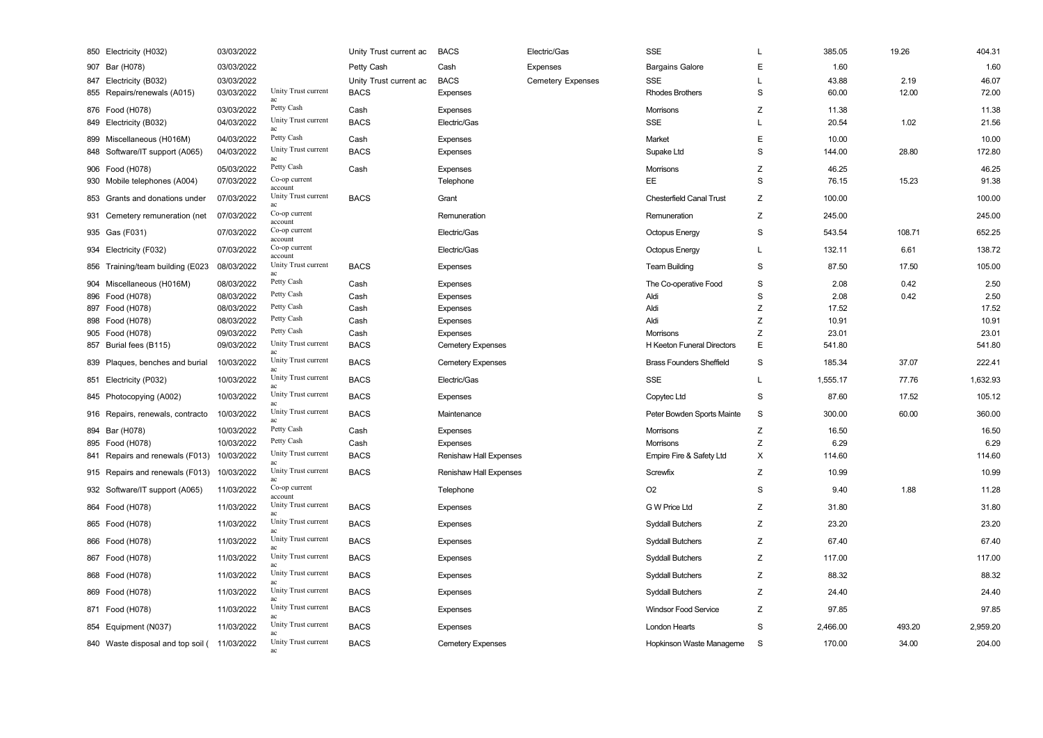| | | | | | | | | | | |
|---|---|---|---|---|---|---|---|---|---|---|
| 850 Electricity (H032) | 03/03/2022 | | Unity Trust current ac | BACS | Electric/Gas | SSE | L | 385.05 | 19.26 | 404.31 |
| 907 Bar (H078) | 03/03/2022 | | Petty Cash | Cash | Expenses | Bargains Galore | E | 1.60 | | 1.60 |
| 847 Electricity (B032) | 03/03/2022 | | Unity Trust current ac | BACS | Cemetery Expenses | SSE | L | 43.88 | 2.19 | 46.07 |
| 855 Repairs/renewals (A015) | 03/03/2022 | Unity Trust current ac | BACS | Expenses | | Rhodes Brothers | S | 60.00 | 12.00 | 72.00 |
| 876 Food (H078) | 03/03/2022 | Petty Cash | Cash | Expenses | | Morrisons | Z | 11.38 | | 11.38 |
| 849 Electricity (B032) | 04/03/2022 | Unity Trust current ac | BACS | Electric/Gas | | SSE | L | 20.54 | 1.02 | 21.56 |
| 899 Miscellaneous (H016M) | 04/03/2022 | Petty Cash | Cash | Expenses | | Market | E | 10.00 | | 10.00 |
| 848 Software/IT support (A065) | 04/03/2022 | Unity Trust current ac | BACS | Expenses | | Supake Ltd | S | 144.00 | 28.80 | 172.80 |
| 906 Food (H078) | 05/03/2022 | Petty Cash | Cash | Expenses | | Morrisons | Z | 46.25 | | 46.25 |
| 930 Mobile telephones (A004) | 07/03/2022 | Co-op current account | | Telephone | | EE | S | 76.15 | 15.23 | 91.38 |
| 853 Grants and donations under | 07/03/2022 | Unity Trust current ac | BACS | Grant | | Chesterfield Canal Trust | Z | 100.00 | | 100.00 |
| 931 Cemetery remuneration (net | 07/03/2022 | Co-op current account | | Remuneration | | Remuneration | Z | 245.00 | | 245.00 |
| 935 Gas (F031) | 07/03/2022 | Co-op current account | | Electric/Gas | | Octopus Energy | S | 543.54 | 108.71 | 652.25 |
| 934 Electricity (F032) | 07/03/2022 | Co-op current account | | Electric/Gas | | Octopus Energy | L | 132.11 | 6.61 | 138.72 |
| 856 Training/team building (E023 | 08/03/2022 | Unity Trust current ac | BACS | Expenses | | Team Building | S | 87.50 | 17.50 | 105.00 |
| 904 Miscellaneous (H016M) | 08/03/2022 | Petty Cash | Cash | Expenses | | The Co-operative Food | S | 2.08 | 0.42 | 2.50 |
| 896 Food (H078) | 08/03/2022 | Petty Cash | Cash | Expenses | | Aldi | S | 2.08 | 0.42 | 2.50 |
| 897 Food (H078) | 08/03/2022 | Petty Cash | Cash | Expenses | | Aldi | Z | 17.52 | | 17.52 |
| 898 Food (H078) | 08/03/2022 | Petty Cash | Cash | Expenses | | Aldi | Z | 10.91 | | 10.91 |
| 905 Food (H078) | 09/03/2022 | Petty Cash | Cash | Expenses | | Morrisons | Z | 23.01 | | 23.01 |
| 857 Burial fees (B115) | 09/03/2022 | Unity Trust current ac | BACS | Cemetery Expenses | | H Keeton Funeral Directors | E | 541.80 | | 541.80 |
| 839 Plaques, benches and burial | 10/03/2022 | Unity Trust current ac | BACS | Cemetery Expenses | | Brass Founders Sheffield | S | 185.34 | 37.07 | 222.41 |
| 851 Electricity (P032) | 10/03/2022 | Unity Trust current ac | BACS | Electric/Gas | | SSE | L | 1,555.17 | 77.76 | 1,632.93 |
| 845 Photocopying (A002) | 10/03/2022 | Unity Trust current ac | BACS | Expenses | | Copytec Ltd | S | 87.60 | 17.52 | 105.12 |
| 916 Repairs, renewals, contracto | 10/03/2022 | Unity Trust current ac | BACS | Maintenance | | Peter Bowden Sports Mainte | S | 300.00 | 60.00 | 360.00 |
| 894 Bar (H078) | 10/03/2022 | Petty Cash | Cash | Expenses | | Morrisons | Z | 16.50 | | 16.50 |
| 895 Food (H078) | 10/03/2022 | Petty Cash | Cash | Expenses | | Morrisons | Z | 6.29 | | 6.29 |
| 841 Repairs and renewals (F013) | 10/03/2022 | Unity Trust current ac | BACS | Renishaw Hall Expenses | | Empire Fire & Safety Ltd | X | 114.60 | | 114.60 |
| 915 Repairs and renewals (F013) | 10/03/2022 | Unity Trust current ac | BACS | Renishaw Hall Expenses | | Screwfix | Z | 10.99 | | 10.99 |
| 932 Software/IT support (A065) | 11/03/2022 | Co-op current account | | Telephone | | O2 | S | 9.40 | 1.88 | 11.28 |
| 864 Food (H078) | 11/03/2022 | Unity Trust current ac | BACS | Expenses | | G W Price Ltd | Z | 31.80 | | 31.80 |
| 865 Food (H078) | 11/03/2022 | Unity Trust current ac | BACS | Expenses | | Syddall Butchers | Z | 23.20 | | 23.20 |
| 866 Food (H078) | 11/03/2022 | Unity Trust current ac | BACS | Expenses | | Syddall Butchers | Z | 67.40 | | 67.40 |
| 867 Food (H078) | 11/03/2022 | Unity Trust current ac | BACS | Expenses | | Syddall Butchers | Z | 117.00 | | 117.00 |
| 868 Food (H078) | 11/03/2022 | Unity Trust current ac | BACS | Expenses | | Syddall Butchers | Z | 88.32 | | 88.32 |
| 869 Food (H078) | 11/03/2022 | Unity Trust current ac | BACS | Expenses | | Syddall Butchers | Z | 24.40 | | 24.40 |
| 871 Food (H078) | 11/03/2022 | Unity Trust current ac | BACS | Expenses | | Windsor Food Service | Z | 97.85 | | 97.85 |
| 854 Equipment (N037) | 11/03/2022 | Unity Trust current ac | BACS | Expenses | | London Hearts | S | 2,466.00 | 493.20 | 2,959.20 |
| 840 Waste disposal and top soil ( | 11/03/2022 | Unity Trust current ac | BACS | Cemetery Expenses | | Hopkinson Waste Manageme | S | 170.00 | 34.00 | 204.00 |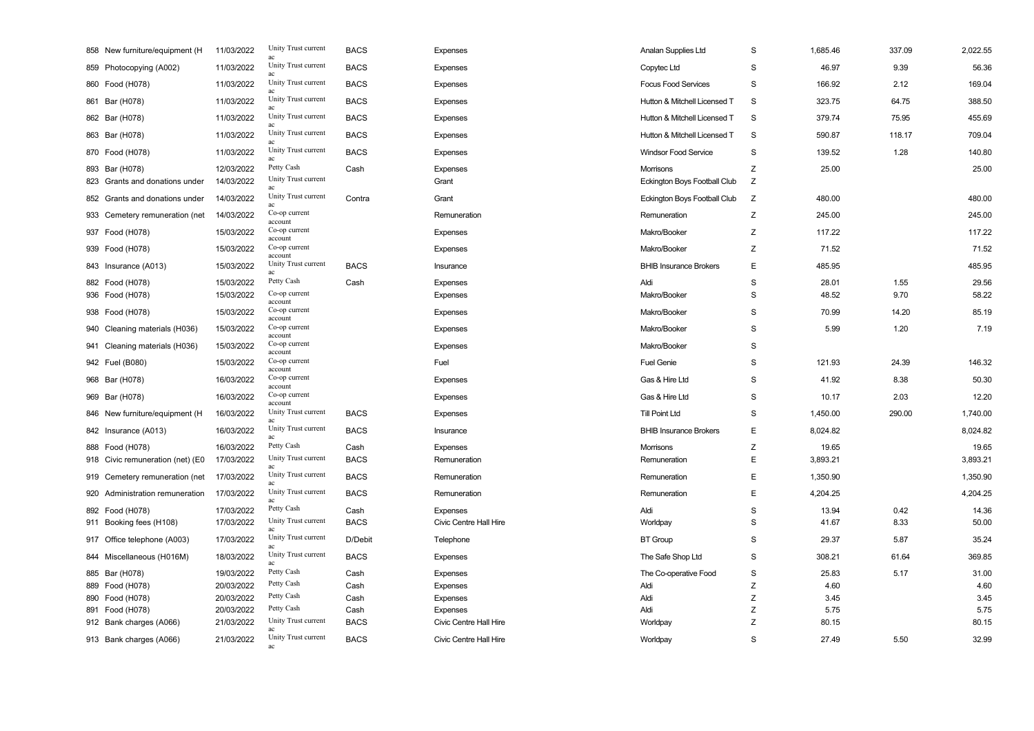| | | | | | | | | | | |
|---|---|---|---|---|---|---|---|---|---|---|
| 858 | New furniture/equipment (H | 11/03/2022 | Unity Trust current ac | BACS | Expenses | Analan Supplies Ltd | S | 1,685.46 | 337.09 | 2,022.55 |
| 859 | Photocopying (A002) | 11/03/2022 | Unity Trust current ac | BACS | Expenses | Copytec Ltd | S | 46.97 | 9.39 | 56.36 |
| 860 | Food (H078) | 11/03/2022 | Unity Trust current ac | BACS | Expenses | Focus Food Services | S | 166.92 | 2.12 | 169.04 |
| 861 | Bar (H078) | 11/03/2022 | Unity Trust current ac | BACS | Expenses | Hutton & Mitchell Licensed T | S | 323.75 | 64.75 | 388.50 |
| 862 | Bar (H078) | 11/03/2022 | Unity Trust current ac | BACS | Expenses | Hutton & Mitchell Licensed T | S | 379.74 | 75.95 | 455.69 |
| 863 | Bar (H078) | 11/03/2022 | Unity Trust current ac | BACS | Expenses | Hutton & Mitchell Licensed T | S | 590.87 | 118.17 | 709.04 |
| 870 | Food (H078) | 11/03/2022 | Unity Trust current ac | BACS | Expenses | Windsor Food Service | S | 139.52 | 1.28 | 140.80 |
| 893 | Bar (H078) | 12/03/2022 | Petty Cash | Cash | Expenses | Morrisons | Z | 25.00 | | 25.00 |
| 823 | Grants and donations under | 14/03/2022 | Unity Trust current ac | | Grant | Eckington Boys Football Club | Z | | | |
| 852 | Grants and donations under | 14/03/2022 | Unity Trust current ac | Contra | Grant | Eckington Boys Football Club | Z | 480.00 | | 480.00 |
| 933 | Cemetery remuneration (net | 14/03/2022 | Co-op current account | | Remuneration | Remuneration | Z | 245.00 | | 245.00 |
| 937 | Food (H078) | 15/03/2022 | Co-op current account | | Expenses | Makro/Booker | Z | 117.22 | | 117.22 |
| 939 | Food (H078) | 15/03/2022 | Co-op current account | | Expenses | Makro/Booker | Z | 71.52 | | 71.52 |
| 843 | Insurance (A013) | 15/03/2022 | Unity Trust current ac | BACS | Insurance | BHIB Insurance Brokers | E | 485.95 | | 485.95 |
| 882 | Food (H078) | 15/03/2022 | Petty Cash | Cash | Expenses | Aldi | S | 28.01 | 1.55 | 29.56 |
| 936 | Food (H078) | 15/03/2022 | Co-op current account | | Expenses | Makro/Booker | S | 48.52 | 9.70 | 58.22 |
| 938 | Food (H078) | 15/03/2022 | Co-op current account | | Expenses | Makro/Booker | S | 70.99 | 14.20 | 85.19 |
| 940 | Cleaning materials (H036) | 15/03/2022 | Co-op current account | | Expenses | Makro/Booker | S | 5.99 | 1.20 | 7.19 |
| 941 | Cleaning materials (H036) | 15/03/2022 | Co-op current account | | Expenses | Makro/Booker | S | | | |
| 942 | Fuel (B080) | 15/03/2022 | Co-op current account | | Fuel | Fuel Genie | S | 121.93 | 24.39 | 146.32 |
| 968 | Bar (H078) | 16/03/2022 | Co-op current account | | Expenses | Gas & Hire Ltd | S | 41.92 | 8.38 | 50.30 |
| 969 | Bar (H078) | 16/03/2022 | Co-op current account | | Expenses | Gas & Hire Ltd | S | 10.17 | 2.03 | 12.20 |
| 846 | New furniture/equipment (H | 16/03/2022 | Unity Trust current ac | BACS | Expenses | Till Point Ltd | S | 1,450.00 | 290.00 | 1,740.00 |
| 842 | Insurance (A013) | 16/03/2022 | Unity Trust current ac | BACS | Insurance | BHIB Insurance Brokers | E | 8,024.82 | | 8,024.82 |
| 888 | Food (H078) | 16/03/2022 | Petty Cash | Cash | Expenses | Morrisons | Z | 19.65 | | 19.65 |
| 918 | Civic remuneration (net) (E0 | 17/03/2022 | Unity Trust current ac | BACS | Remuneration | Remuneration | E | 3,893.21 | | 3,893.21 |
| 919 | Cemetery remuneration (net | 17/03/2022 | Unity Trust current ac | BACS | Remuneration | Remuneration | E | 1,350.90 | | 1,350.90 |
| 920 | Administration remuneration | 17/03/2022 | Unity Trust current ac | BACS | Remuneration | Remuneration | E | 4,204.25 | | 4,204.25 |
| 892 | Food (H078) | 17/03/2022 | Petty Cash | Cash | Expenses | Aldi | S | 13.94 | 0.42 | 14.36 |
| 911 | Booking fees (H108) | 17/03/2022 | Unity Trust current ac | BACS | Civic Centre Hall Hire | Worldpay | S | 41.67 | 8.33 | 50.00 |
| 917 | Office telephone (A003) | 17/03/2022 | Unity Trust current ac | D/Debit | Telephone | BT Group | S | 29.37 | 5.87 | 35.24 |
| 844 | Miscellaneous (H016M) | 18/03/2022 | Unity Trust current ac | BACS | Expenses | The Safe Shop Ltd | S | 308.21 | 61.64 | 369.85 |
| 885 | Bar (H078) | 19/03/2022 | Petty Cash | Cash | Expenses | The Co-operative Food | S | 25.83 | 5.17 | 31.00 |
| 889 | Food (H078) | 20/03/2022 | Petty Cash | Cash | Expenses | Aldi | Z | 4.60 | | 4.60 |
| 890 | Food (H078) | 20/03/2022 | Petty Cash | Cash | Expenses | Aldi | Z | 3.45 | | 3.45 |
| 891 | Food (H078) | 20/03/2022 | Petty Cash | Cash | Expenses | Aldi | Z | 5.75 | | 5.75 |
| 912 | Bank charges (A066) | 21/03/2022 | Unity Trust current ac | BACS | Civic Centre Hall Hire | Worldpay | Z | 80.15 | | 80.15 |
| 913 | Bank charges (A066) | 21/03/2022 | Unity Trust current ac | BACS | Civic Centre Hall Hire | Worldpay | S | 27.49 | 5.50 | 32.99 |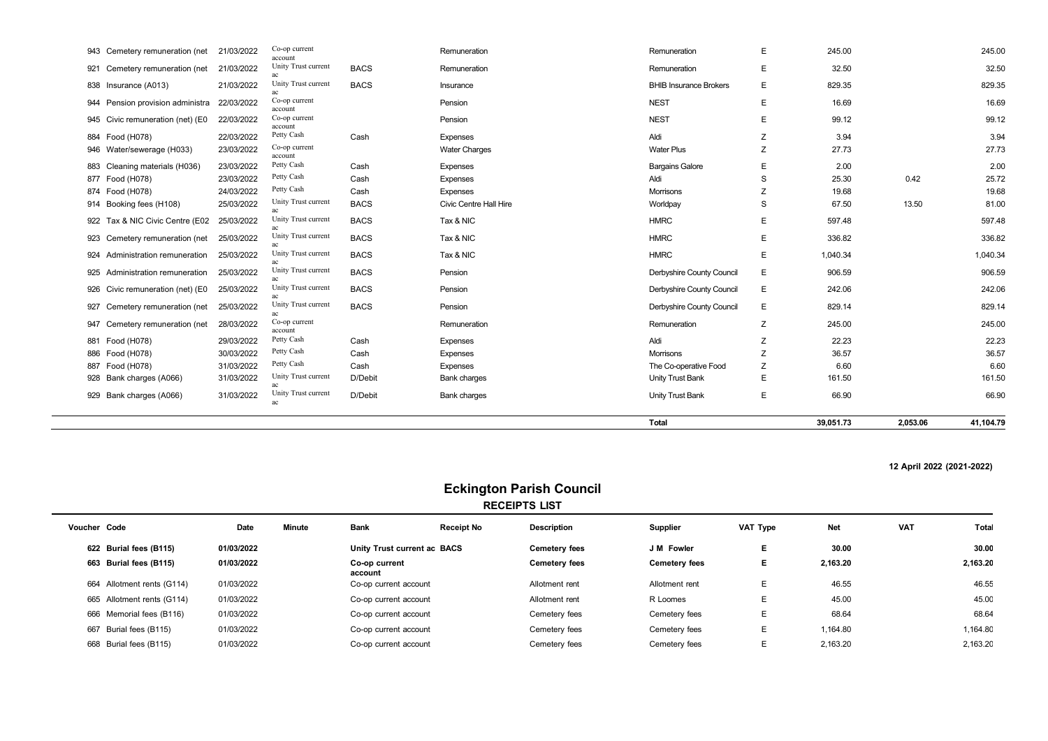| | | | | | | | | | | |
|---|---|---|---|---|---|---|---|---|---|---|
| 943 | Cemetery remuneration (net | 21/03/2022 | Co-op current account | | Remuneration | Remuneration | E | 245.00 | | 245.00 |
| 921 | Cemetery remuneration (net | 21/03/2022 | Unity Trust current ac | BACS | Remuneration | Remuneration | E | 32.50 | | 32.50 |
| 838 | Insurance (A013) | 21/03/2022 | Unity Trust current ac | BACS | Insurance | BHIB Insurance Brokers | E | 829.35 | | 829.35 |
| 944 | Pension provision administra | 22/03/2022 | Co-op current account | | Pension | NEST | E | 16.69 | | 16.69 |
| 945 | Civic remuneration (net) (E0 | 22/03/2022 | Co-op current account | | Pension | NEST | E | 99.12 | | 99.12 |
| 884 | Food (H078) | 22/03/2022 | Petty Cash | Cash | Expenses | Aldi | Z | 3.94 | | 3.94 |
| 946 | Water/sewerage (H033) | 23/03/2022 | Co-op current account | | Water Charges | Water Plus | Z | 27.73 | | 27.73 |
| 883 | Cleaning materials (H036) | 23/03/2022 | Petty Cash | Cash | Expenses | Bargains Galore | E | 2.00 | | 2.00 |
| 877 | Food (H078) | 23/03/2022 | Petty Cash | Cash | Expenses | Aldi | S | 25.30 | 0.42 | 25.72 |
| 874 | Food (H078) | 24/03/2022 | Petty Cash | Cash | Expenses | Morrisons | Z | 19.68 | | 19.68 |
| 914 | Booking fees (H108) | 25/03/2022 | Unity Trust current ac | BACS | Civic Centre Hall Hire | Worldpay | S | 67.50 | 13.50 | 81.00 |
| 922 | Tax & NIC Civic Centre (E02 | 25/03/2022 | Unity Trust current ac | BACS | Tax & NIC | HMRC | E | 597.48 | | 597.48 |
| 923 | Cemetery remuneration (net | 25/03/2022 | Unity Trust current ac | BACS | Tax & NIC | HMRC | E | 336.82 | | 336.82 |
| 924 | Administration remuneration | 25/03/2022 | Unity Trust current ac | BACS | Tax & NIC | HMRC | E | 1,040.34 | | 1,040.34 |
| 925 | Administration remuneration | 25/03/2022 | Unity Trust current ac | BACS | Pension | Derbyshire County Council | E | 906.59 | | 906.59 |
| 926 | Civic remuneration (net) (E0 | 25/03/2022 | Unity Trust current ac | BACS | Pension | Derbyshire County Council | E | 242.06 | | 242.06 |
| 927 | Cemetery remuneration (net | 25/03/2022 | Unity Trust current ac | BACS | Pension | Derbyshire County Council | E | 829.14 | | 829.14 |
| 947 | Cemetery remuneration (net | 28/03/2022 | Co-op current account | | Remuneration | Remuneration | Z | 245.00 | | 245.00 |
| 881 | Food (H078) | 29/03/2022 | Petty Cash | Cash | Expenses | Aldi | Z | 22.23 | | 22.23 |
| 886 | Food (H078) | 30/03/2022 | Petty Cash | Cash | Expenses | Morrisons | Z | 36.57 | | 36.57 |
| 887 | Food (H078) | 31/03/2022 | Petty Cash | Cash | Expenses | The Co-operative Food | Z | 6.60 | | 6.60 |
| 928 | Bank charges (A066) | 31/03/2022 | Unity Trust current ac | D/Debit | Bank charges | Unity Trust Bank | E | 161.50 | | 161.50 |
| 929 | Bank charges (A066) | 31/03/2022 | Unity Trust current ac | D/Debit | Bank charges | Unity Trust Bank | E | 66.90 | | 66.90 |
| | | | | | | **Total** | | **39,051.73** | **2,053.06** | **41,104.79** |

**12 April 2022 (2021-2022)**

# Eckington Parish Council

## RECEIPTS LIST

| Voucher | Code | Date | Minute | Bank | Receipt No | Description | Supplier | VAT Type | Net | VAT | Total |
|---|---|---|---|---|---|---|---|---|---|---|---|
| **622** | **Burial fees (B115)** | **01/03/2022** | | **Unity Trust current ac BACS** | | **Cemetery fees** | **J M Fowler** | **E** | **30.00** | | **30.00** |
| **663** | **Burial fees (B115)** | **01/03/2022** | | **Co-op current account** | | **Cemetery fees** | **Cemetery fees** | **E** | **2,163.20** | | **2,163.20** |
| 664 | Allotment rents (G114) | 01/03/2022 | | Co-op current account | | Allotment rent | Allotment rent | E | 46.55 | | 46.55 |
| 665 | Allotment rents (G114) | 01/03/2022 | | Co-op current account | | Allotment rent | R Loomes | E | 45.00 | | 45.00 |
| 666 | Memorial fees (B116) | 01/03/2022 | | Co-op current account | | Cemetery fees | Cemetery fees | E | 68.64 | | 68.64 |
| 667 | Burial fees (B115) | 01/03/2022 | | Co-op current account | | Cemetery fees | Cemetery fees | E | 1,164.80 | | 1,164.80 |
| 668 | Burial fees (B115) | 01/03/2022 | | Co-op current account | | Cemetery fees | Cemetery fees | E | 2,163.20 | | 2,163.20 |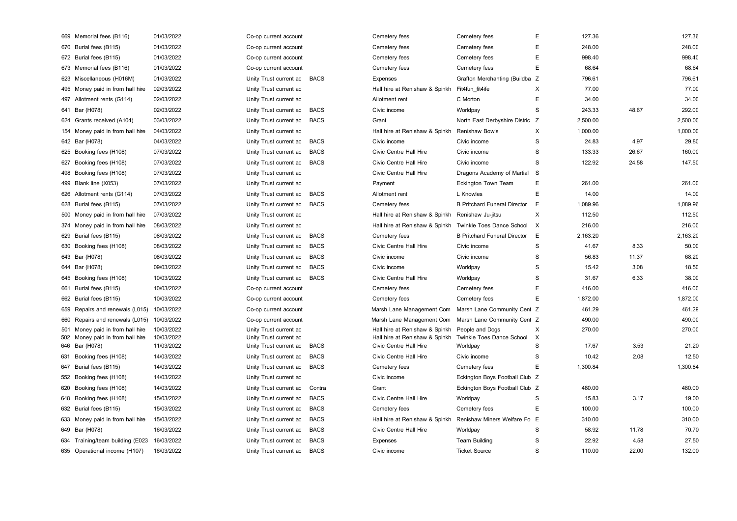| | | | | | | | | | | |
|---|---|---|---|---|---|---|---|---|---|---|
| 669 | Memorial fees (B116) | 01/03/2022 | Co-op current account | | Cemetery fees | Cemetery fees | E | 127.36 | | 127.36 |
| 670 | Burial fees (B115) | 01/03/2022 | Co-op current account | | Cemetery fees | Cemetery fees | E | 248.00 | | 248.00 |
| 672 | Burial fees (B115) | 01/03/2022 | Co-op current account | | Cemetery fees | Cemetery fees | E | 998.40 | | 998.40 |
| 673 | Memorial fees (B116) | 01/03/2022 | Co-op current account | | Cemetery fees | Cemetery fees | E | 68.64 | | 68.64 |
| 623 | Miscellaneous (H016M) | 01/03/2022 | Unity Trust current ac | BACS | Expenses | Grafton Merchanting (Buildba | Z | 796.61 | | 796.61 |
| 495 | Money paid in from hall hire | 02/03/2022 | Unity Trust current ac | | Hall hire at Renishaw & Spinkh | Fit4fun_fit4ife | X | 77.00 | | 77.00 |
| 497 | Allotment rents (G114) | 02/03/2022 | Unity Trust current ac | | Allotment rent | C Morton | E | 34.00 | | 34.00 |
| 641 | Bar (H078) | 02/03/2022 | Unity Trust current ac | BACS | Civic income | Worldpay | S | 243.33 | 48.67 | 292.00 |
| 624 | Grants received (A104) | 03/03/2022 | Unity Trust current ac | BACS | Grant | North East Derbyshire Distric | Z | 2,500.00 | | 2,500.00 |
| 154 | Money paid in from hall hire | 04/03/2022 | Unity Trust current ac | | Hall hire at Renishaw & Spinkh | Renishaw Bowls | X | 1,000.00 | | 1,000.00 |
| 642 | Bar (H078) | 04/03/2022 | Unity Trust current ac | BACS | Civic income | Civic income | S | 24.83 | 4.97 | 29.80 |
| 625 | Booking fees (H108) | 07/03/2022 | Unity Trust current ac | BACS | Civic Centre Hall Hire | Civic income | S | 133.33 | 26.67 | 160.00 |
| 627 | Booking fees (H108) | 07/03/2022 | Unity Trust current ac | BACS | Civic Centre Hall Hire | Civic income | S | 122.92 | 24.58 | 147.50 |
| 498 | Booking fees (H108) | 07/03/2022 | Unity Trust current ac | | Civic Centre Hall Hire | Dragons Academy of Martial | S | | | |
| 499 | Blank line (X053) | 07/03/2022 | Unity Trust current ac | | Payment | Eckington Town Team | E | 261.00 | | 261.00 |
| 626 | Allotment rents (G114) | 07/03/2022 | Unity Trust current ac | BACS | Allotment rent | L Knowles | E | 14.00 | | 14.00 |
| 628 | Burial fees (B115) | 07/03/2022 | Unity Trust current ac | BACS | Cemetery fees | B Pritchard Funeral Director | E | 1,089.96 | | 1,089.96 |
| 500 | Money paid in from hall hire | 07/03/2022 | Unity Trust current ac | | Hall hire at Renishaw & Spinkh | Renishaw Ju-jitsu | X | 112.50 | | 112.50 |
| 374 | Money paid in from hall hire | 08/03/2022 | Unity Trust current ac | | Hall hire at Renishaw & Spinkh | Twinkle Toes Dance School | X | 216.00 | | 216.00 |
| 629 | Burial fees (B115) | 08/03/2022 | Unity Trust current ac | BACS | Cemetery fees | B Pritchard Funeral Director | E | 2,163.20 | | 2,163.20 |
| 630 | Booking fees (H108) | 08/03/2022 | Unity Trust current ac | BACS | Civic Centre Hall Hire | Civic income | S | 41.67 | 8.33 | 50.00 |
| 643 | Bar (H078) | 08/03/2022 | Unity Trust current ac | BACS | Civic income | Civic income | S | 56.83 | 11.37 | 68.20 |
| 644 | Bar (H078) | 09/03/2022 | Unity Trust current ac | BACS | Civic income | Worldpay | S | 15.42 | 3.08 | 18.50 |
| 645 | Booking fees (H108) | 10/03/2022 | Unity Trust current ac | BACS | Civic Centre Hall Hire | Worldpay | S | 31.67 | 6.33 | 38.00 |
| 661 | Burial fees (B115) | 10/03/2022 | Co-op current account | | Cemetery fees | Cemetery fees | E | 416.00 | | 416.00 |
| 662 | Burial fees (B115) | 10/03/2022 | Co-op current account | | Cemetery fees | Cemetery fees | E | 1,872.00 | | 1,872.00 |
| 659 | Repairs and renewals (L015) | 10/03/2022 | Co-op current account | | Marsh Lane Management Com | Marsh Lane Community Cent | Z | 461.29 | | 461.29 |
| 660 | Repairs and renewals (L015) | 10/03/2022 | Co-op current account | | Marsh Lane Management Com | Marsh Lane Community Cent | Z | 490.00 | | 490.00 |
| 501 | Money paid in from hall hire | 10/03/2022 | Unity Trust current ac | | Hall hire at Renishaw & Spinkh | People and Dogs | X | 270.00 | | 270.00 |
| 502 | Money paid in from hall hire | 10/03/2022 | Unity Trust current ac | | Hall hire at Renishaw & Spinkh | Twinkle Toes Dance School | X | | | |
| 646 | Bar (H078) | 11/03/2022 | Unity Trust current ac | BACS | Civic Centre Hall Hire | Worldpay | S | 17.67 | 3.53 | 21.20 |
| 631 | Booking fees (H108) | 14/03/2022 | Unity Trust current ac | BACS | Civic Centre Hall Hire | Civic income | S | 10.42 | 2.08 | 12.50 |
| 647 | Burial fees (B115) | 14/03/2022 | Unity Trust current ac | BACS | Cemetery fees | Cemetery fees | E | 1,300.84 | | 1,300.84 |
| 552 | Booking fees (H108) | 14/03/2022 | Unity Trust current ac | | Civic income | Eckington Boys Football Club | Z | | | |
| 620 | Booking fees (H108) | 14/03/2022 | Unity Trust current ac | Contra | Grant | Eckington Boys Football Club | Z | 480.00 | | 480.00 |
| 648 | Booking fees (H108) | 15/03/2022 | Unity Trust current ac | BACS | Civic Centre Hall Hire | Worldpay | S | 15.83 | 3.17 | 19.00 |
| 632 | Burial fees (B115) | 15/03/2022 | Unity Trust current ac | BACS | Cemetery fees | Cemetery fees | E | 100.00 | | 100.00 |
| 633 | Money paid in from hall hire | 15/03/2022 | Unity Trust current ac | BACS | Hall hire at Renishaw & Spinkh | Renishaw Miners Welfare Fo | E | 310.00 | | 310.00 |
| 649 | Bar (H078) | 16/03/2022 | Unity Trust current ac | BACS | Civic Centre Hall Hire | Worldpay | S | 58.92 | 11.78 | 70.70 |
| 634 | Training/team building (E023 | 16/03/2022 | Unity Trust current ac | BACS | Expenses | Team Building | S | 22.92 | 4.58 | 27.50 |
| 635 | Operational income (H107) | 16/03/2022 | Unity Trust current ac | BACS | Civic income | Ticket Source | S | 110.00 | 22.00 | 132.00 |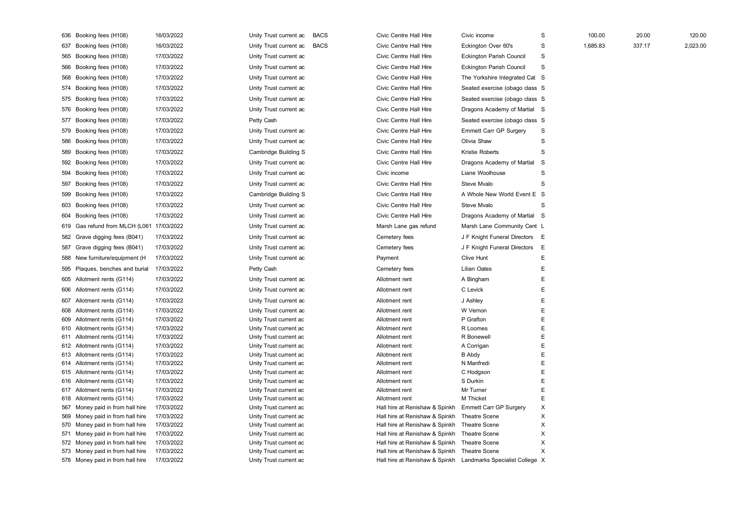| | | | | | | | | | | |
|---|---|---|---|---|---|---|---|---|---|---|
| 636 | Booking fees (H108) | 16/03/2022 | Unity Trust current ac | BACS | Civic Centre Hall Hire | Civic income | S | 100.00 | 20.00 | 120.00 |
| 637 | Booking fees (H108) | 16/03/2022 | Unity Trust current ac | BACS | Civic Centre Hall Hire | Eckington Over 60's | S | 1,685.83 | 337.17 | 2,023.00 |
| 565 | Booking fees (H108) | 17/03/2022 | Unity Trust current ac | | Civic Centre Hall Hire | Eckington Parish Council | S | | | |
| 566 | Booking fees (H108) | 17/03/2022 | Unity Trust current ac | | Civic Centre Hall Hire | Eckington Parish Council | S | | | |
| 568 | Booking fees (H108) | 17/03/2022 | Unity Trust current ac | | Civic Centre Hall Hire | The Yorkshire Integrated Cat | S | | | |
| 574 | Booking fees (H108) | 17/03/2022 | Unity Trust current ac | | Civic Centre Hall Hire | Seated exercise (obago class | S | | | |
| 575 | Booking fees (H108) | 17/03/2022 | Unity Trust current ac | | Civic Centre Hall Hire | Seated exercise (obago class | S | | | |
| 576 | Booking fees (H108) | 17/03/2022 | Unity Trust current ac | | Civic Centre Hall Hire | Dragons Academy of Martial | S | | | |
| 577 | Booking fees (H108) | 17/03/2022 | Petty Cash | | Civic Centre Hall Hire | Seated exercise (obago class | S | | | |
| 579 | Booking fees (H108) | 17/03/2022 | Unity Trust current ac | | Civic Centre Hall Hire | Emmett Carr GP Surgery | S | | | |
| 586 | Booking fees (H108) | 17/03/2022 | Unity Trust current ac | | Civic Centre Hall Hire | Olivia Shaw | S | | | |
| 589 | Booking fees (H108) | 17/03/2022 | Cambridge Building S | | Civic Centre Hall Hire | Kristie Roberts | S | | | |
| 592 | Booking fees (H108) | 17/03/2022 | Unity Trust current ac | | Civic Centre Hall Hire | Dragons Academy of Martial | S | | | |
| 594 | Booking fees (H108) | 17/03/2022 | Unity Trust current ac | | Civic income | Liane Woolhouse | S | | | |
| 597 | Booking fees (H108) | 17/03/2022 | Unity Trust current ac | | Civic Centre Hall Hire | Steve Mvalo | S | | | |
| 599 | Booking fees (H108) | 17/03/2022 | Cambridge Building S | | Civic Centre Hall Hire | A Whole New World Event E | S | | | |
| 603 | Booking fees (H108) | 17/03/2022 | Unity Trust current ac | | Civic Centre Hall Hire | Steve Mvalo | S | | | |
| 604 | Booking fees (H108) | 17/03/2022 | Unity Trust current ac | | Civic Centre Hall Hire | Dragons Academy of Martial | S | | | |
| 619 | Gas refund from MLCH (L061 | 17/03/2022 | Unity Trust current ac | | Marsh Lane gas refund | Marsh Lane Community Cent | L | | | |
| 582 | Grave digging fees (B041) | 17/03/2022 | Unity Trust current ac | | Cemetery fees | J F Knight Funeral Directors | E | | | |
| 587 | Grave digging fees (B041) | 17/03/2022 | Unity Trust current ac | | Cemetery fees | J F Knight Funeral Directors | E | | | |
| 588 | New furniture/equipment (H | 17/03/2022 | Unity Trust current ac | | Payment | Clive Hunt | E | | | |
| 595 | Plaques, benches and burial | 17/03/2022 | Petty Cash | | Cemetery fees | Lilian Oates | E | | | |
| 605 | Allotment rents (G114) | 17/03/2022 | Unity Trust current ac | | Allotment rent | A Bingham | E | | | |
| 606 | Allotment rents (G114) | 17/03/2022 | Unity Trust current ac | | Allotment rent | C Levick | E | | | |
| 607 | Allotment rents (G114) | 17/03/2022 | Unity Trust current ac | | Allotment rent | J Ashley | E | | | |
| 608 | Allotment rents (G114) | 17/03/2022 | Unity Trust current ac | | Allotment rent | W Vernon | E | | | |
| 609 | Allotment rents (G114) | 17/03/2022 | Unity Trust current ac | | Allotment rent | P Grafton | E | | | |
| 610 | Allotment rents (G114) | 17/03/2022 | Unity Trust current ac | | Allotment rent | R Loomes | E | | | |
| 611 | Allotment rents (G114) | 17/03/2022 | Unity Trust current ac | | Allotment rent | R Bonewell | E | | | |
| 612 | Allotment rents (G114) | 17/03/2022 | Unity Trust current ac | | Allotment rent | A Corrigan | E | | | |
| 613 | Allotment rents (G114) | 17/03/2022 | Unity Trust current ac | | Allotment rent | B Abdy | E | | | |
| 614 | Allotment rents (G114) | 17/03/2022 | Unity Trust current ac | | Allotment rent | N Manfredi | E | | | |
| 615 | Allotment rents (G114) | 17/03/2022 | Unity Trust current ac | | Allotment rent | C Hodgson | E | | | |
| 616 | Allotment rents (G114) | 17/03/2022 | Unity Trust current ac | | Allotment rent | S Durkin | E | | | |
| 617 | Allotment rents (G114) | 17/03/2022 | Unity Trust current ac | | Allotment rent | Mr Turner | E | | | |
| 618 | Allotment rents (G114) | 17/03/2022 | Unity Trust current ac | | Allotment rent | M Thicket | E | | | |
| 567 | Money paid in from hall hire | 17/03/2022 | Unity Trust current ac | | Hall hire at Renishaw & Spinkh | Emmett Carr GP Surgery | X | | | |
| 569 | Money paid in from hall hire | 17/03/2022 | Unity Trust current ac | | Hall hire at Renishaw & Spinkh | Theatre Scene | X | | | |
| 570 | Money paid in from hall hire | 17/03/2022 | Unity Trust current ac | | Hall hire at Renishaw & Spinkh | Theatre Scene | X | | | |
| 571 | Money paid in from hall hire | 17/03/2022 | Unity Trust current ac | | Hall hire at Renishaw & Spinkh | Theatre Scene | X | | | |
| 572 | Money paid in from hall hire | 17/03/2022 | Unity Trust current ac | | Hall hire at Renishaw & Spinkh | Theatre Scene | X | | | |
| 573 | Money paid in from hall hire | 17/03/2022 | Unity Trust current ac | | Hall hire at Renishaw & Spinkh | Theatre Scene | X | | | |
| 578 | Money paid in from hall hire | 17/03/2022 | Unity Trust current ac | | Hall hire at Renishaw & Spinkh | Landmarks Specialist College | X | | | |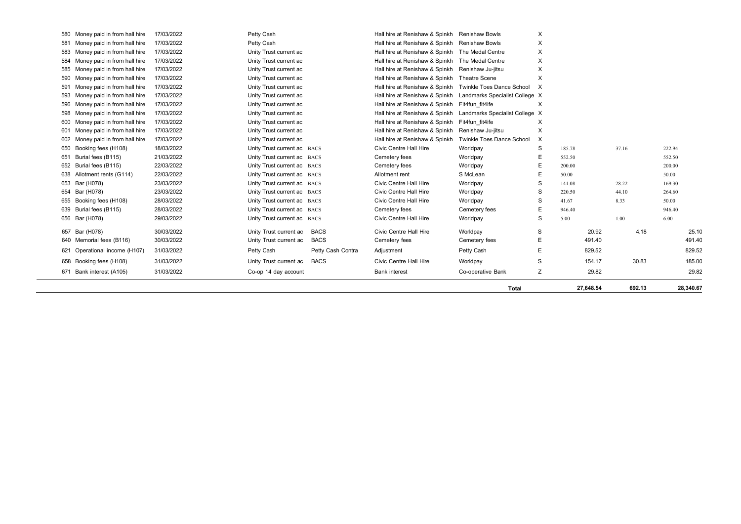| | | | | | | | | | | | |
|---|---|---|---|---|---|---|---|---|---|---|---|
| 580 | Money paid in from hall hire | 17/03/2022 | Petty Cash | | Hall hire at Renishaw & Spinkh | Renishaw Bowls | X | | | |
| 581 | Money paid in from hall hire | 17/03/2022 | Petty Cash | | Hall hire at Renishaw & Spinkh | Renishaw Bowls | X | | | |
| 583 | Money paid in from hall hire | 17/03/2022 | Unity Trust current ac | | Hall hire at Renishaw & Spinkh | The Medal Centre | X | | | |
| 584 | Money paid in from hall hire | 17/03/2022 | Unity Trust current ac | | Hall hire at Renishaw & Spinkh | The Medal Centre | X | | | |
| 585 | Money paid in from hall hire | 17/03/2022 | Unity Trust current ac | | Hall hire at Renishaw & Spinkh | Renishaw Ju-jitsu | X | | | |
| 590 | Money paid in from hall hire | 17/03/2022 | Unity Trust current ac | | Hall hire at Renishaw & Spinkh | Theatre Scene | X | | | |
| 591 | Money paid in from hall hire | 17/03/2022 | Unity Trust current ac | | Hall hire at Renishaw & Spinkh | Twinkle Toes Dance School | X | | | |
| 593 | Money paid in from hall hire | 17/03/2022 | Unity Trust current ac | | Hall hire at Renishaw & Spinkh | Landmarks Specialist College | X | | | |
| 596 | Money paid in from hall hire | 17/03/2022 | Unity Trust current ac | | Hall hire at Renishaw & Spinkh | Fit4fun_fit4ife | X | | | |
| 598 | Money paid in from hall hire | 17/03/2022 | Unity Trust current ac | | Hall hire at Renishaw & Spinkh | Landmarks Specialist College | X | | | |
| 600 | Money paid in from hall hire | 17/03/2022 | Unity Trust current ac | | Hall hire at Renishaw & Spinkh | Fit4fun_fit4ife | X | | | |
| 601 | Money paid in from hall hire | 17/03/2022 | Unity Trust current ac | | Hall hire at Renishaw & Spinkh | Renishaw Ju-jitsu | X | | | |
| 602 | Money paid in from hall hire | 17/03/2022 | Unity Trust current ac | | Hall hire at Renishaw & Spinkh | Twinkle Toes Dance School | X | | | |
| 650 | Booking fees (H108) | 18/03/2022 | Unity Trust current ac | BACS | Civic Centre Hall Hire | Worldpay | S | 185.78 | 37.16 | 222.94 |
| 651 | Burial fees (B115) | 21/03/2022 | Unity Trust current ac | BACS | Cemetery fees | Worldpay | E | 552.50 | | 552.50 |
| 652 | Burial fees (B115) | 22/03/2022 | Unity Trust current ac | BACS | Cemetery fees | Worldpay | E | 200.00 | | 200.00 |
| 638 | Allotment rents (G114) | 22/03/2022 | Unity Trust current ac | BACS | Allotment rent | S McLean | E | 50.00 | | 50.00 |
| 653 | Bar (H078) | 23/03/2022 | Unity Trust current ac | BACS | Civic Centre Hall Hire | Worldpay | S | 141.08 | 28.22 | 169.30 |
| 654 | Bar (H078) | 23/03/2022 | Unity Trust current ac | BACS | Civic Centre Hall Hire | Worldpay | S | 220.50 | 44.10 | 264.60 |
| 655 | Booking fees (H108) | 28/03/2022 | Unity Trust current ac | BACS | Civic Centre Hall Hire | Worldpay | S | 41.67 | 8.33 | 50.00 |
| 639 | Burial fees (B115) | 28/03/2022 | Unity Trust current ac | BACS | Cemetery fees | Cemetery fees | E | 946.40 | | 946.40 |
| 656 | Bar (H078) | 29/03/2022 | Unity Trust current ac | BACS | Civic Centre Hall Hire | Worldpay | S | 5.00 | 1.00 | 6.00 |
| 657 | Bar (H078) | 30/03/2022 | Unity Trust current ac | BACS | Civic Centre Hall Hire | Worldpay | S | 20.92 | 4.18 | 25.10 |
| 640 | Memorial fees (B116) | 30/03/2022 | Unity Trust current ac | BACS | Cemetery fees | Cemetery fees | E | 491.40 | | 491.40 |
| 621 | Operational income (H107) | 31/03/2022 | Petty Cash | Petty Cash Contra | Adjustment | Petty Cash | E | 829.52 | | 829.52 |
| 658 | Booking fees (H108) | 31/03/2022 | Unity Trust current ac | BACS | Civic Centre Hall Hire | Worldpay | S | 154.17 | 30.83 | 185.00 |
| 671 | Bank interest (A105) | 31/03/2022 | Co-op 14 day account | | Bank interest | Co-operative Bank | Z | 29.82 | | 29.82 |
| | | | | | | **Total** | | **27,648.54** | **692.13** | **28,340.67** |